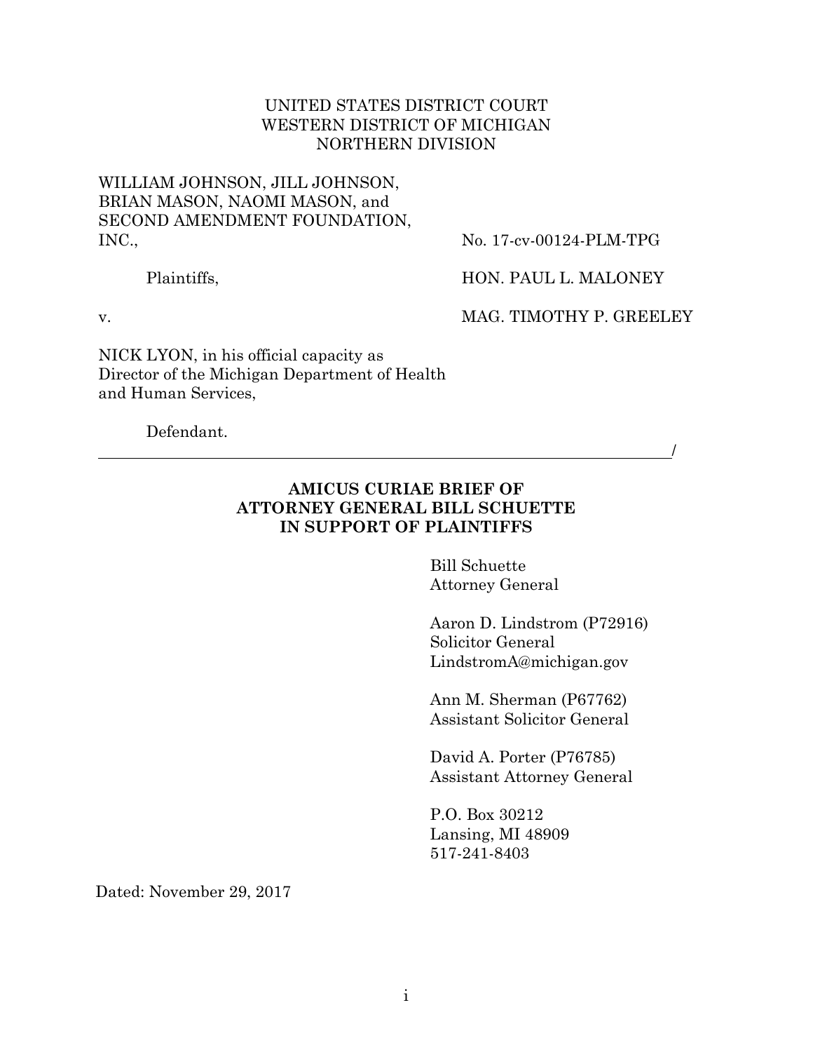UNITED STATES DISTRICT COURT
WESTERN DISTRICT OF MICHIGAN
NORTHERN DIVISION

WILLIAM JOHNSON, JILL JOHNSON, BRIAN MASON, NAOMI MASON, and SECOND AMENDMENT FOUNDATION, INC.,

Plaintiffs,

v.

NICK LYON, in his official capacity as Director of the Michigan Department of Health and Human Services,

Defendant.

No. 17-cv-00124-PLM-TPG

HON. PAUL L. MALONEY

MAG. TIMOTHY P. GREELEY

/

**AMICUS CURIAE BRIEF OF ATTORNEY GENERAL BILL SCHUETTE IN SUPPORT OF PLAINTIFFS**

Bill Schuette
Attorney General

Aaron D. Lindstrom (P72916)
Solicitor General
LindstromA@michigan.gov

Ann M. Sherman (P67762)
Assistant Solicitor General

David A. Porter (P76785)
Assistant Attorney General

P.O. Box 30212
Lansing, MI 48909
517-241-8403

Dated: November 29, 2017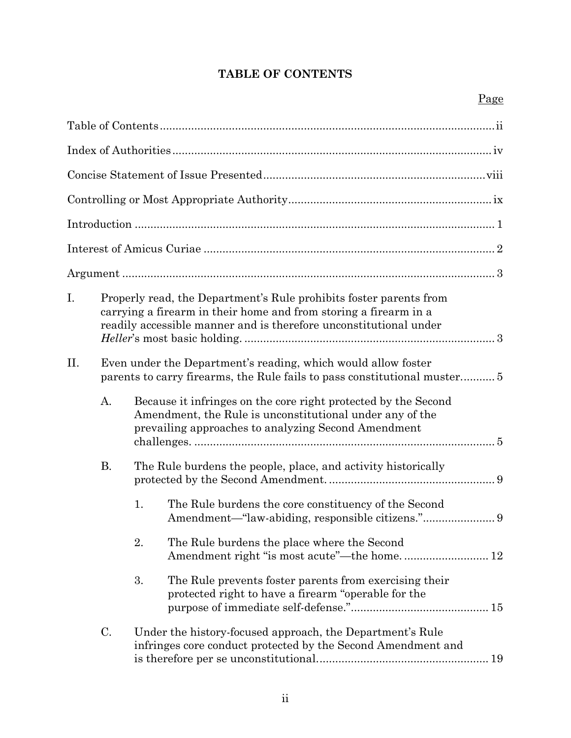# TABLE OF CONTENTS

Page

Table of Contents ........................................................................................................ ii

Index of Authorities .................................................................................................... iv

Concise Statement of Issue Presented ...................................................................... viii

Controlling or Most Appropriate Authority ................................................................ ix

Introduction .................................................................................................................. 1

Interest of Amicus Curiae ............................................................................................. 2

Argument ...................................................................................................................... 3

I. Properly read, the Department's Rule prohibits foster parents from carrying a firearm in their home and from storing a firearm in a readily accessible manner and is therefore unconstitutional under *Heller*'s most basic holding. ................................................................................. 3

II. Even under the Department's reading, which would allow foster parents to carry firearms, the Rule fails to pass constitutional muster ........... 5

   A. Because it infringes on the core right protected by the Second Amendment, the Rule is unconstitutional under any of the prevailing approaches to analyzing Second Amendment challenges. ................................................................................................ 5

   B. The Rule burdens the people, place, and activity historically protected by the Second Amendment. ..................................................... 9

      1. The Rule burdens the core constituency of the Second Amendment—"law-abiding, responsible citizens." ....................... 9

      2. The Rule burdens the place where the Second Amendment right "is most acute"—the home. ........................... 12

      3. The Rule prevents foster parents from exercising their protected right to have a firearm "operable for the purpose of immediate self-defense." ........................................... 15

   C. Under the history-focused approach, the Department's Rule infringes core conduct protected by the Second Amendment and is therefore per se unconstitutional. ...................................................... 19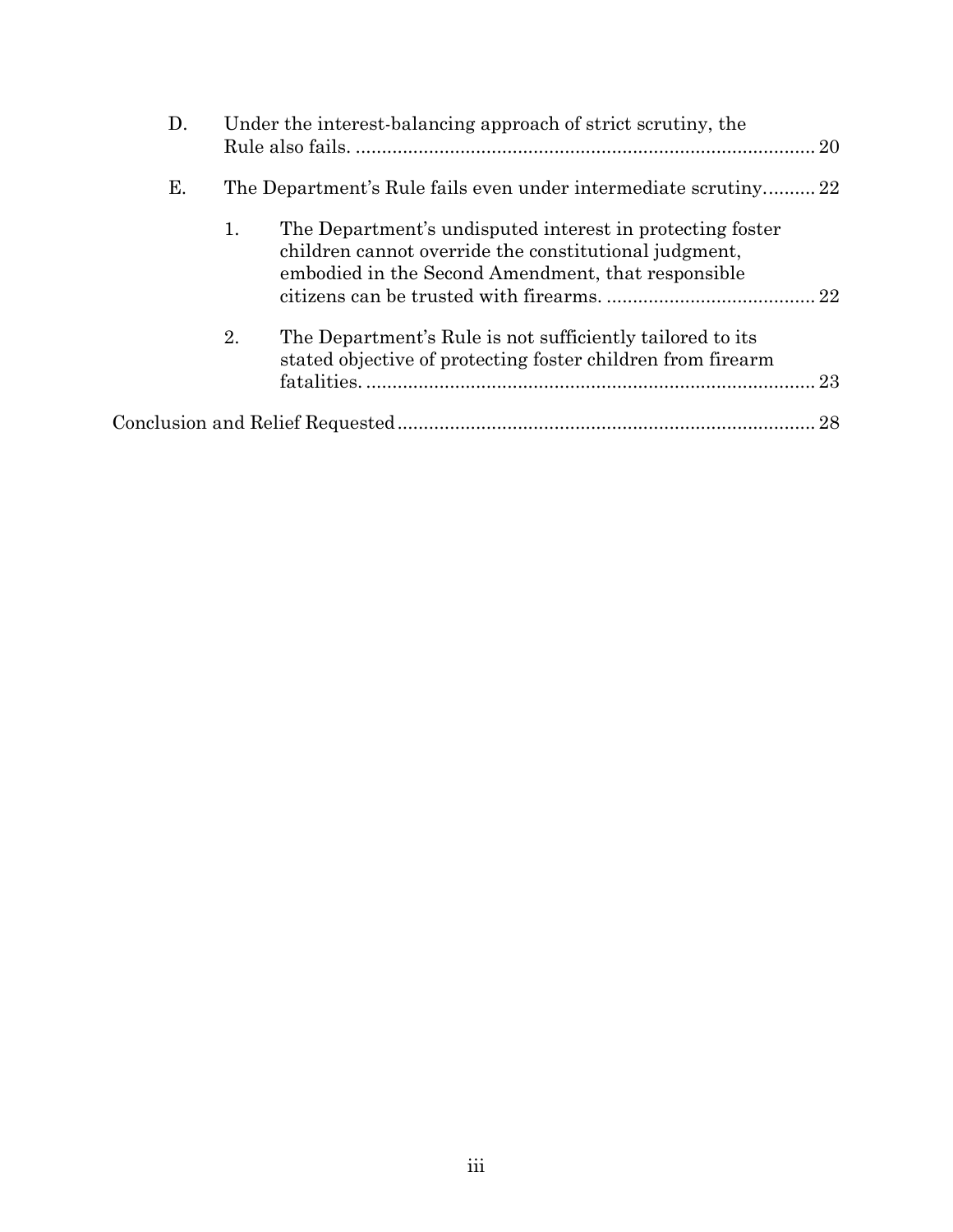D. Under the interest-balancing approach of strict scrutiny, the Rule also fails. ........................................................................................ 20

E. The Department's Rule fails even under intermediate scrutiny.......... 22

   1. The Department's undisputed interest in protecting foster children cannot override the constitutional judgment, embodied in the Second Amendment, that responsible citizens can be trusted with firearms. ........................................ 22

   2. The Department's Rule is not sufficiently tailored to its stated objective of protecting foster children from firearm fatalities. ...................................................................................... 23

Conclusion and Relief Requested................................................................................ 28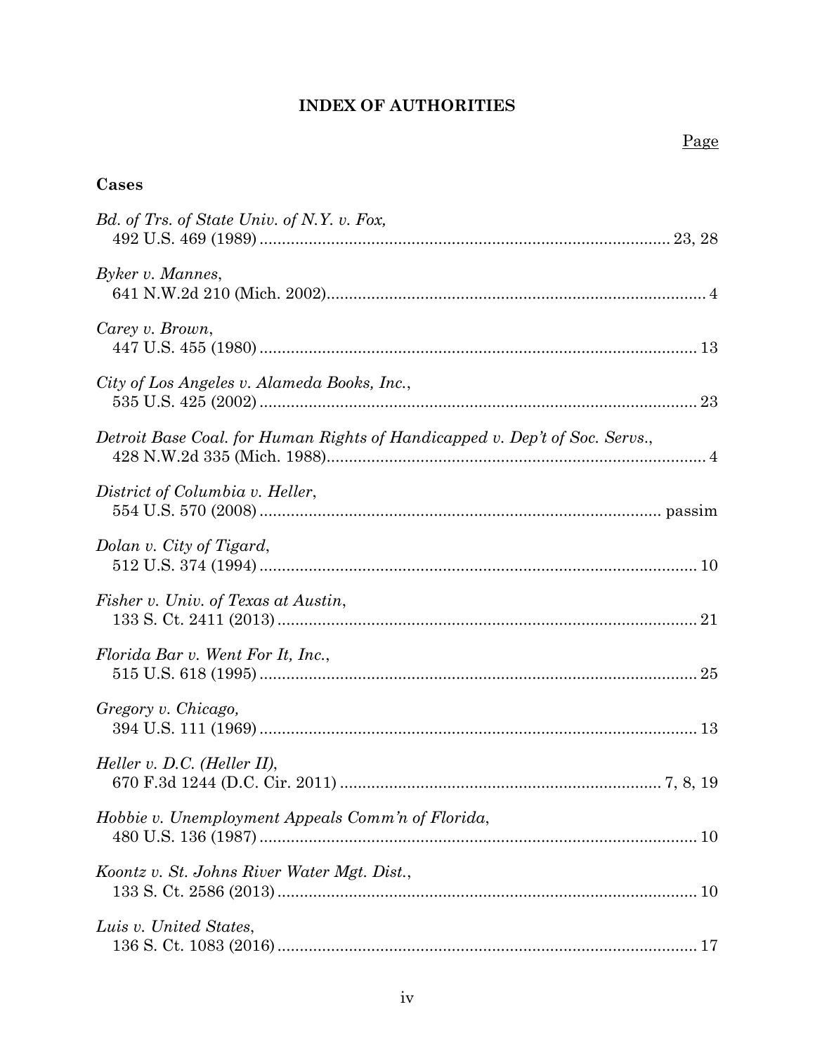# INDEX OF AUTHORITIES

Page

## Cases

*Bd. of Trs. of State Univ. of N.Y. v. Fox*,
492 U.S. 469 (1989) ........................................................................................ 23, 28

*Byker v. Mannes*,
641 N.W.2d 210 (Mich. 2002)................................................................................... 4

*Carey v. Brown*,
447 U.S. 455 (1980) ................................................................................................ 13

*City of Los Angeles v. Alameda Books, Inc.*,
535 U.S. 425 (2002) ................................................................................................ 23

*Detroit Base Coal. for Human Rights of Handicapped v. Dep't of Soc. Servs.*,
428 N.W.2d 335 (Mich. 1988)................................................................................... 4

*District of Columbia v. Heller*,
554 U.S. 570 (2008) ........................................................................................ passim

*Dolan v. City of Tigard*,
512 U.S. 374 (1994) ................................................................................................ 10

*Fisher v. Univ. of Texas at Austin*,
133 S. Ct. 2411 (2013) ............................................................................................ 21

*Florida Bar v. Went For It, Inc.*,
515 U.S. 618 (1995) ................................................................................................ 25

*Gregory v. Chicago,*
394 U.S. 111 (1969) ................................................................................................ 13

*Heller v. D.C. (Heller II)*,
670 F.3d 1244 (D.C. Cir. 2011) ...................................................................... 7, 8, 19

*Hobbie v. Unemployment Appeals Comm'n of Florida*,
480 U.S. 136 (1987) ................................................................................................ 10

*Koontz v. St. Johns River Water Mgt. Dist.*,
133 S. Ct. 2586 (2013) ............................................................................................ 10

*Luis v. United States*,
136 S. Ct. 1083 (2016) ............................................................................................ 17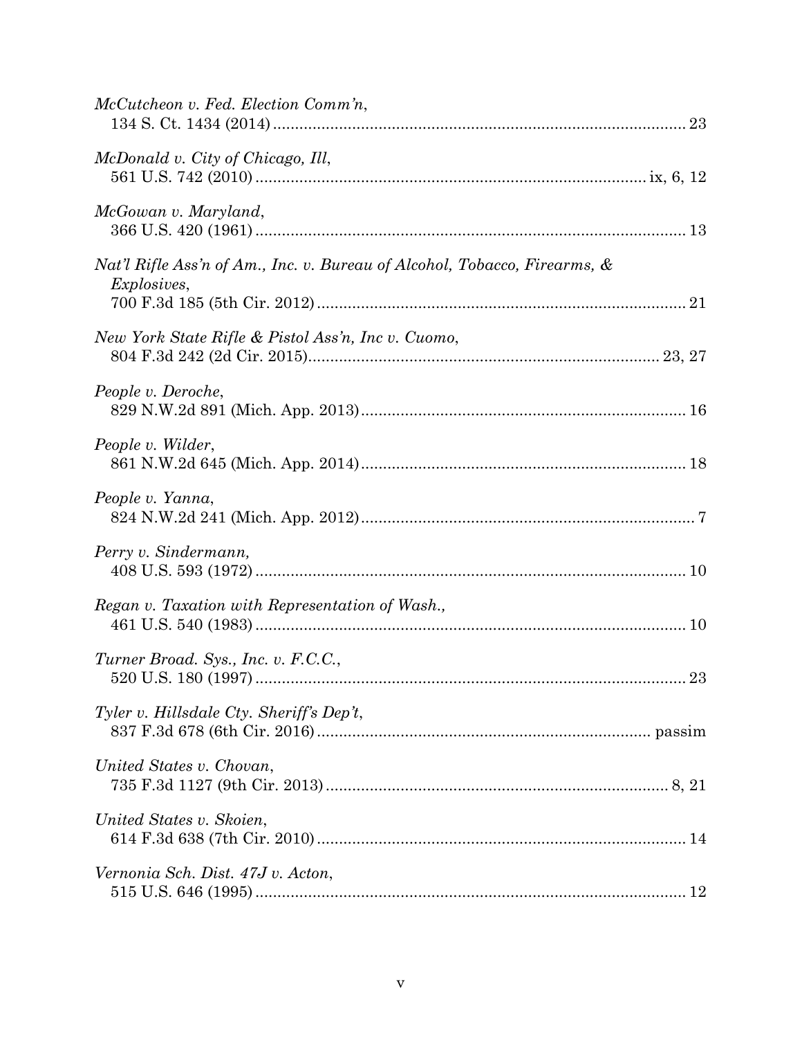*McCutcheon v. Fed. Election Comm'n*,
134 S. Ct. 1434 (2014) .......................................................................................... 23

*McDonald v. City of Chicago, Ill*,
561 U.S. 742 (2010) .......................................................................................... ix, 6, 12

*McGowan v. Maryland*,
366 U.S. 420 (1961) .......................................................................................... 13

*Nat'l Rifle Ass'n of Am., Inc. v. Bureau of Alcohol, Tobacco, Firearms, & Explosives*,
700 F.3d 185 (5th Cir. 2012) .......................................................................................... 21

*New York State Rifle & Pistol Ass'n, Inc v. Cuomo*,
804 F.3d 242 (2d Cir. 2015) .......................................................................................... 23, 27

*People v. Deroche*,
829 N.W.2d 891 (Mich. App. 2013) .......................................................................................... 16

*People v. Wilder*,
861 N.W.2d 645 (Mich. App. 2014) .......................................................................................... 18

*People v. Yanna*,
824 N.W.2d 241 (Mich. App. 2012) .......................................................................................... 7

*Perry v. Sindermann*,
408 U.S. 593 (1972) .......................................................................................... 10

*Regan v. Taxation with Representation of Wash.*,
461 U.S. 540 (1983) .......................................................................................... 10

*Turner Broad. Sys., Inc. v. F.C.C.*,
520 U.S. 180 (1997) .......................................................................................... 23

*Tyler v. Hillsdale Cty. Sheriff's Dep't*,
837 F.3d 678 (6th Cir. 2016) .......................................................................................... passim

*United States v. Chovan*,
735 F.3d 1127 (9th Cir. 2013) .......................................................................................... 8, 21

*United States v. Skoien*,
614 F.3d 638 (7th Cir. 2010) .......................................................................................... 14

*Vernonia Sch. Dist. 47J v. Acton*,
515 U.S. 646 (1995) .......................................................................................... 12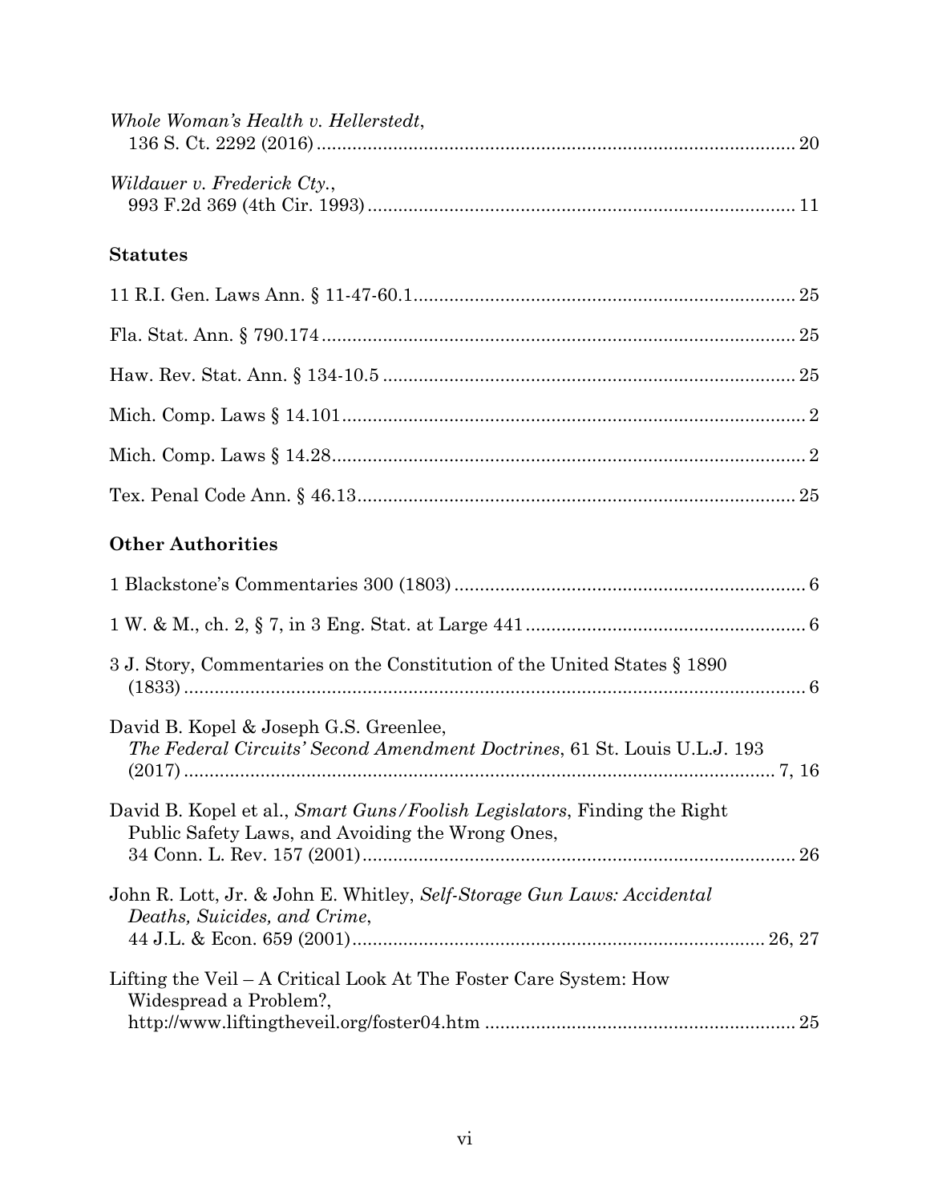*Whole Woman's Health v. Hellerstedt*, 136 S. Ct. 2292 (2016) ........................................................................................ 20

*Wildauer v. Frederick Cty.*, 993 F.2d 369 (4th Cir. 1993) ............................................................................... 11

**Statutes**

11 R.I. Gen. Laws Ann. § 11-47-60.1 ..................................................................... 25

Fla. Stat. Ann. § 790.174 ....................................................................................... 25

Haw. Rev. Stat. Ann. § 134-10.5 ........................................................................... 25

Mich. Comp. Laws § 14.101 .................................................................................... 2

Mich. Comp. Laws § 14.28 ...................................................................................... 2

Tex. Penal Code Ann. § 46.13 ................................................................................ 25

**Other Authorities**

1 Blackstone's Commentaries 300 (1803) ................................................................ 6

1 W. & M., ch. 2, § 7, in 3 Eng. Stat. at Large 441 .................................................. 6

3 J. Story, Commentaries on the Constitution of the United States § 1890 (1833) ................................................................................................................ 6

David B. Kopel & Joseph G.S. Greenlee, *The Federal Circuits' Second Amendment Doctrines*, 61 St. Louis U.L.J. 193 (2017) ......................................................................................................... 7, 16

David B. Kopel et al., *Smart Guns/Foolish Legislators*, Finding the Right Public Safety Laws, and Avoiding the Wrong Ones, 34 Conn. L. Rev. 157 (2001) ............................................................................. 26

John R. Lott, Jr. & John E. Whitley, *Self-Storage Gun Laws: Accidental Deaths, Suicides, and Crime*, 44 J.L. & Econ. 659 (2001) ........................................................................... 26, 27

Lifting the Veil – A Critical Look At The Foster Care System: How Widespread a Problem?, http://www.liftingtheveil.org/foster04.htm ...................................................... 25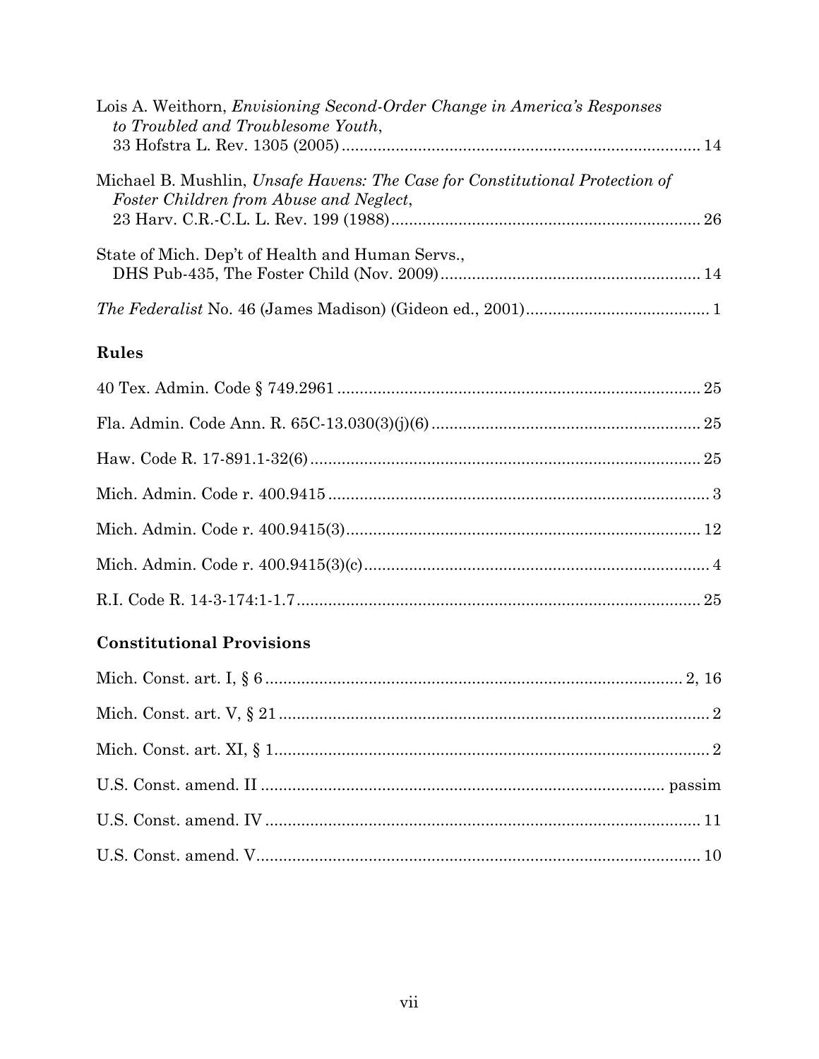Lois A. Weithorn, *Envisioning Second-Order Change in America's Responses to Troubled and Troublesome Youth*, 33 Hofstra L. Rev. 1305 (2005) ................................................................................ 14

Michael B. Mushlin, *Unsafe Havens: The Case for Constitutional Protection of Foster Children from Abuse and Neglect*, 23 Harv. C.R.-C.L. L. Rev. 199 (1988) ..................................................................... 26

State of Mich. Dep't of Health and Human Servs., DHS Pub-435, The Foster Child (Nov. 2009) .......................................................... 14

*The Federalist* No. 46 (James Madison) (Gideon ed., 2001) ......................................... 1

## Rules

40 Tex. Admin. Code § 749.2961 ................................................................................. 25

Fla. Admin. Code Ann. R. 65C-13.030(3)(j)(6) ........................................................... 25

Haw. Code R. 17-891.1-32(6) ....................................................................................... 25

Mich. Admin. Code r. 400.9415 ..................................................................................... 3

Mich. Admin. Code r. 400.9415(3) ............................................................................... 12

Mich. Admin. Code r. 400.9415(3)(c) ............................................................................. 4

R.I. Code R. 14-3-174:1-1.7 .......................................................................................... 25

## Constitutional Provisions

Mich. Const. art. I, § 6 .............................................................................................. 2, 16

Mich. Const. art. V, § 21 ................................................................................................ 2

Mich. Const. art. XI, § 1 ................................................................................................. 2

U.S. Const. amend. II ......................................................................................... passim

U.S. Const. amend. IV ................................................................................................. 11

U.S. Const. amend. V ................................................................................................... 10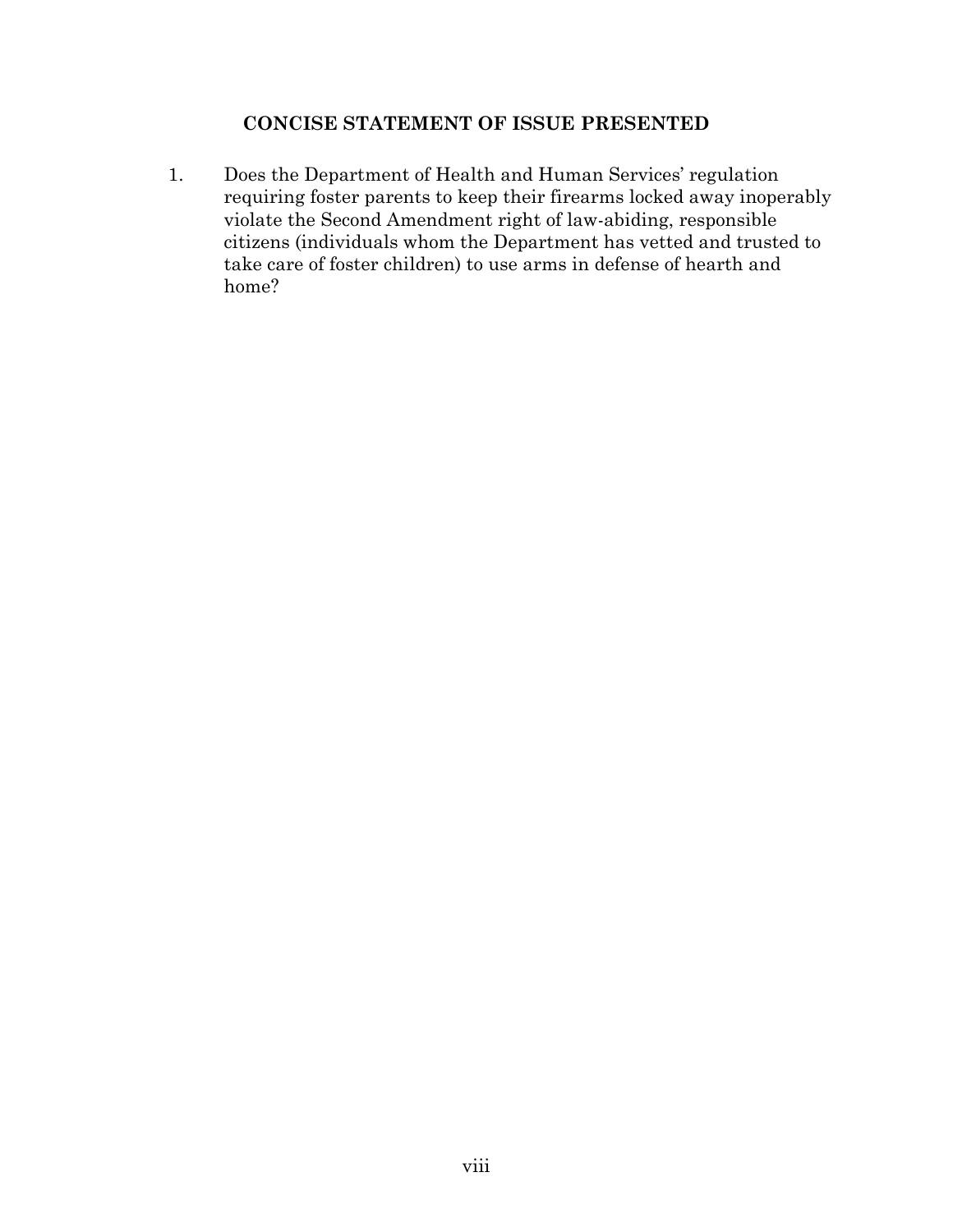## CONCISE STATEMENT OF ISSUE PRESENTED

1. Does the Department of Health and Human Services' regulation requiring foster parents to keep their firearms locked away inoperably violate the Second Amendment right of law-abiding, responsible citizens (individuals whom the Department has vetted and trusted to take care of foster children) to use arms in defense of hearth and home?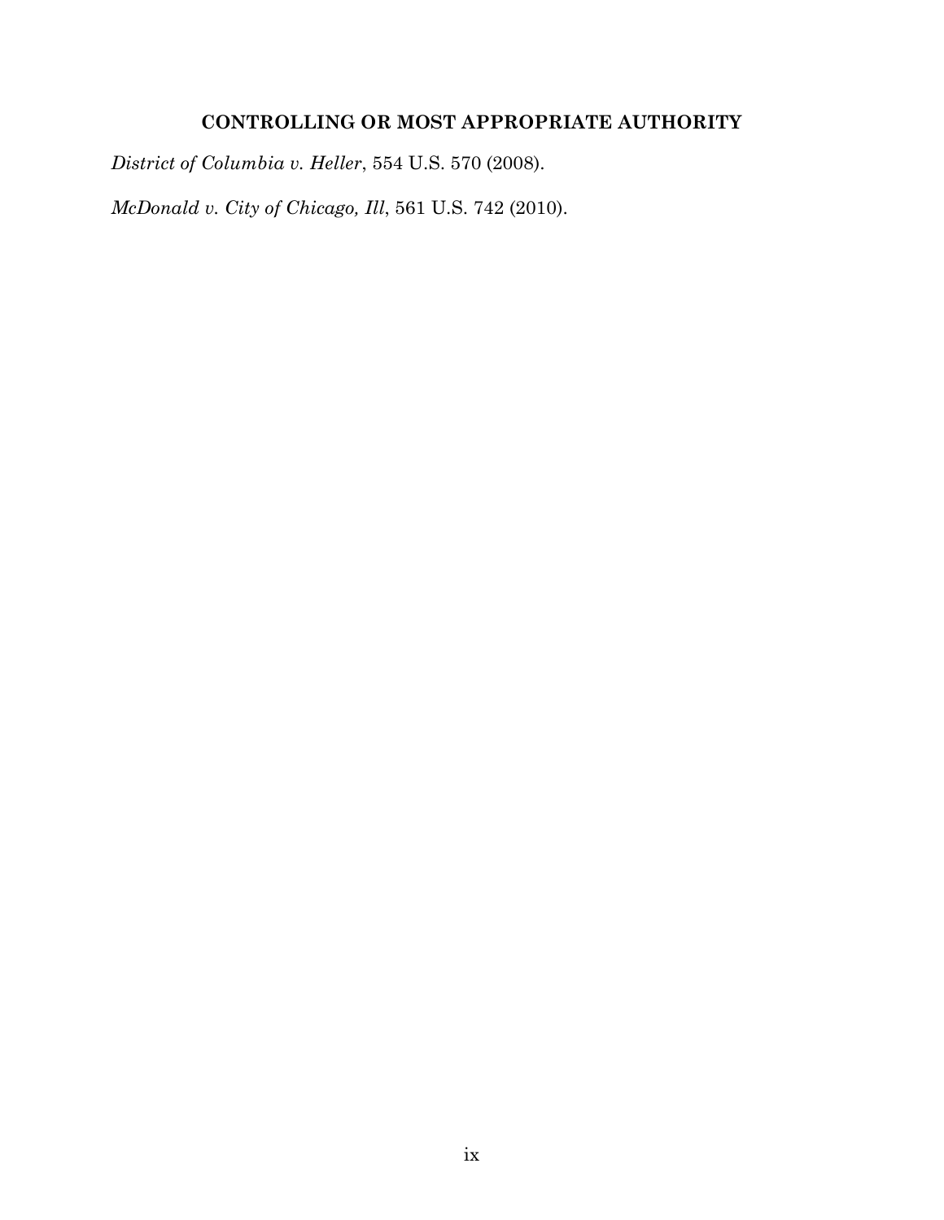## CONTROLLING OR MOST APPROPRIATE AUTHORITY

*District of Columbia v. Heller*, 554 U.S. 570 (2008).

*McDonald v. City of Chicago, Ill*, 561 U.S. 742 (2010).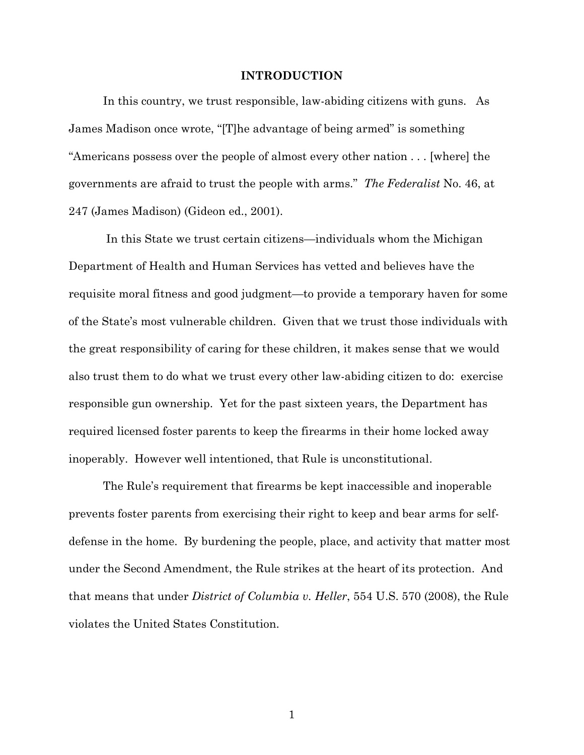# INTRODUCTION

In this country, we trust responsible, law-abiding citizens with guns. As James Madison once wrote, "[T]he advantage of being armed" is something "Americans possess over the people of almost every other nation . . . [where] the governments are afraid to trust the people with arms." *The Federalist* No. 46, at 247 (James Madison) (Gideon ed., 2001).

In this State we trust certain citizens—individuals whom the Michigan Department of Health and Human Services has vetted and believes have the requisite moral fitness and good judgment—to provide a temporary haven for some of the State's most vulnerable children. Given that we trust those individuals with the great responsibility of caring for these children, it makes sense that we would also trust them to do what we trust every other law-abiding citizen to do: exercise responsible gun ownership. Yet for the past sixteen years, the Department has required licensed foster parents to keep the firearms in their home locked away inoperably. However well intentioned, that Rule is unconstitutional.

The Rule's requirement that firearms be kept inaccessible and inoperable prevents foster parents from exercising their right to keep and bear arms for self-defense in the home. By burdening the people, place, and activity that matter most under the Second Amendment, the Rule strikes at the heart of its protection. And that means that under *District of Columbia v. Heller*, 554 U.S. 570 (2008), the Rule violates the United States Constitution.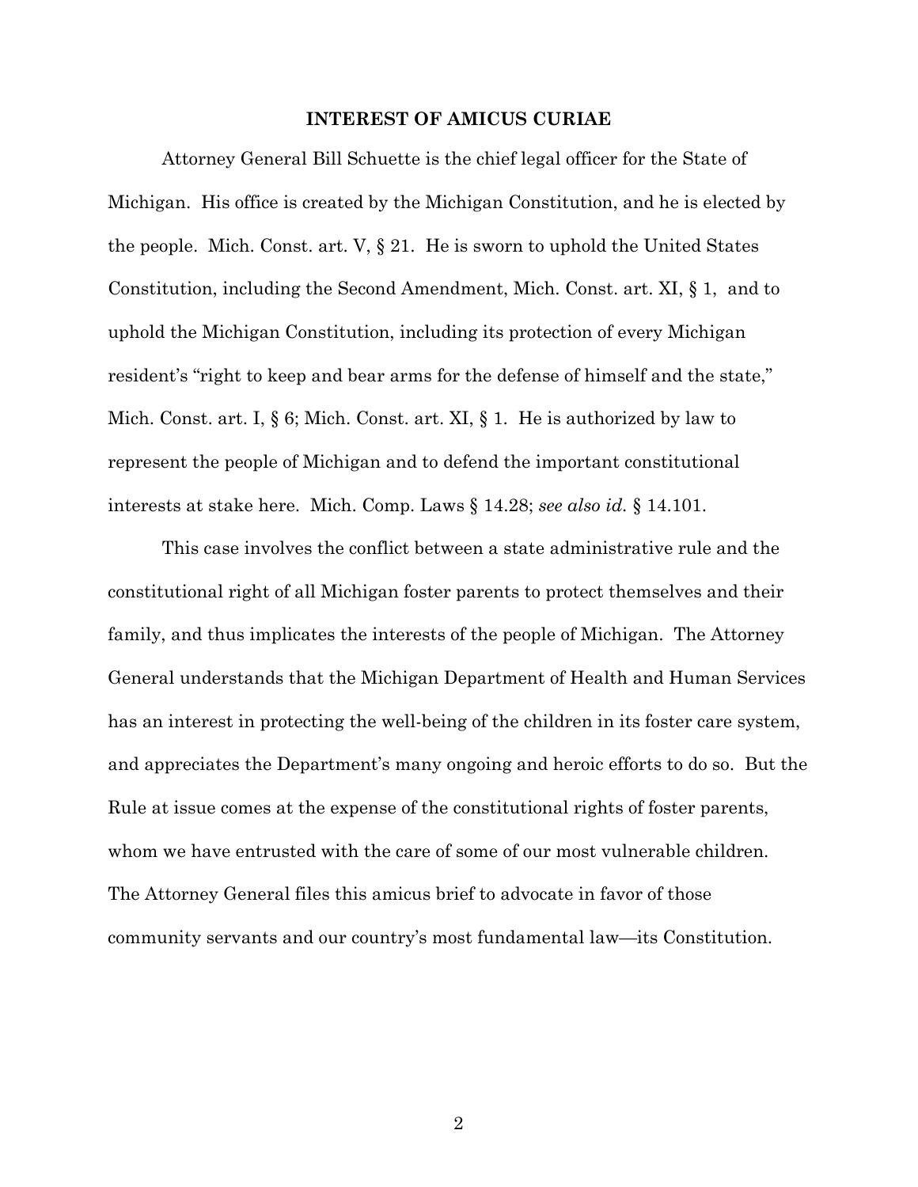## INTEREST OF AMICUS CURIAE

Attorney General Bill Schuette is the chief legal officer for the State of Michigan. His office is created by the Michigan Constitution, and he is elected by the people. Mich. Const. art. V, § 21. He is sworn to uphold the United States Constitution, including the Second Amendment, Mich. Const. art. XI, § 1, and to uphold the Michigan Constitution, including its protection of every Michigan resident's "right to keep and bear arms for the defense of himself and the state," Mich. Const. art. I, § 6; Mich. Const. art. XI, § 1. He is authorized by law to represent the people of Michigan and to defend the important constitutional interests at stake here. Mich. Comp. Laws § 14.28; *see also id.* § 14.101.

This case involves the conflict between a state administrative rule and the constitutional right of all Michigan foster parents to protect themselves and their family, and thus implicates the interests of the people of Michigan. The Attorney General understands that the Michigan Department of Health and Human Services has an interest in protecting the well-being of the children in its foster care system, and appreciates the Department's many ongoing and heroic efforts to do so. But the Rule at issue comes at the expense of the constitutional rights of foster parents, whom we have entrusted with the care of some of our most vulnerable children. The Attorney General files this amicus brief to advocate in favor of those community servants and our country's most fundamental law—its Constitution.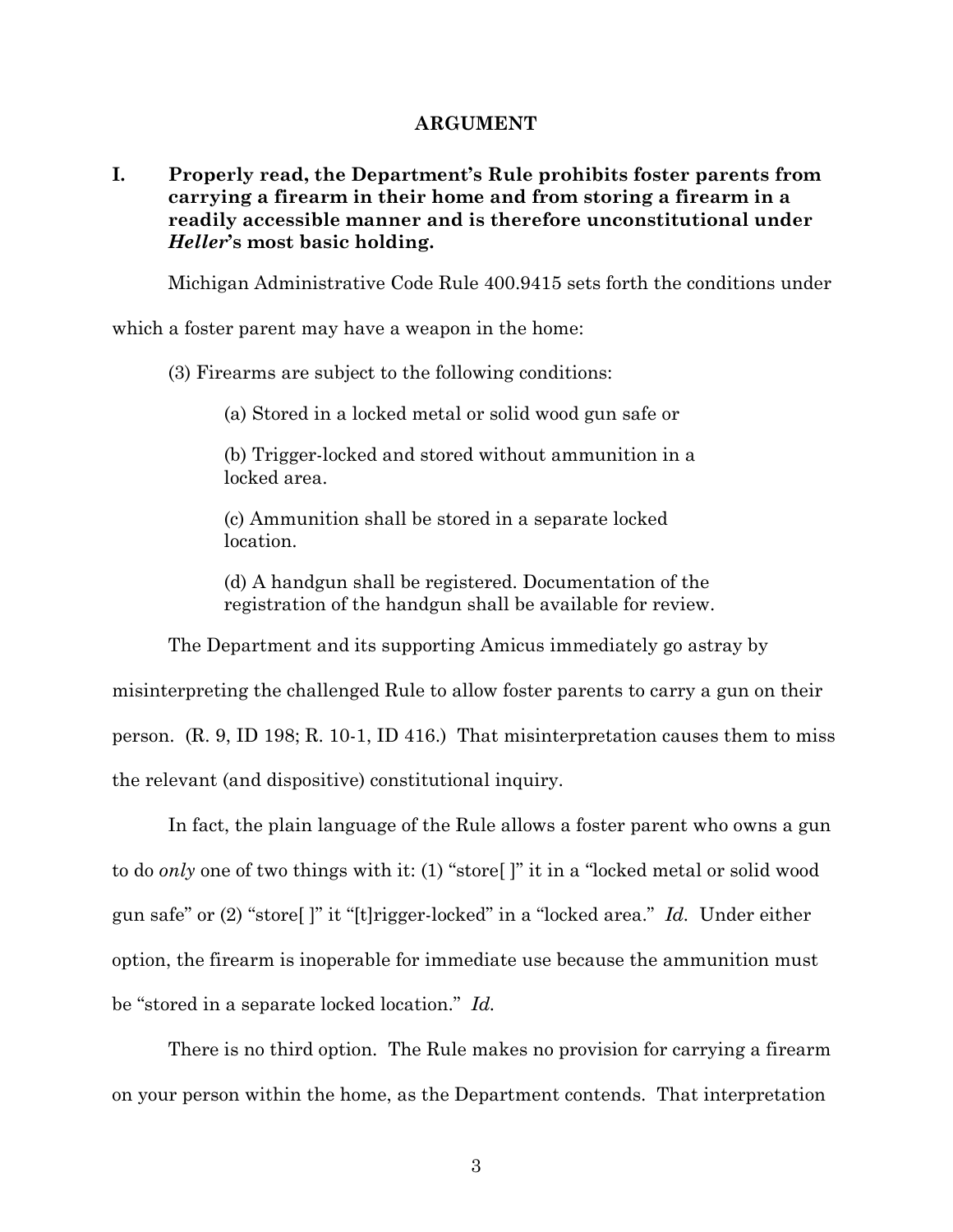## ARGUMENT

### I. Properly read, the Department's Rule prohibits foster parents from carrying a firearm in their home and from storing a firearm in a readily accessible manner and is therefore unconstitutional under *Heller*'s most basic holding.

Michigan Administrative Code Rule 400.9415 sets forth the conditions under which a foster parent may have a weapon in the home:

> (3) Firearms are subject to the following conditions:
>
> > (a) Stored in a locked metal or solid wood gun safe or
> >
> > (b) Trigger-locked and stored without ammunition in a locked area.
> >
> > (c) Ammunition shall be stored in a separate locked location.
> >
> > (d) A handgun shall be registered. Documentation of the registration of the handgun shall be available for review.

The Department and its supporting Amicus immediately go astray by misinterpreting the challenged Rule to allow foster parents to carry a gun on their person. (R. 9, ID 198; R. 10-1, ID 416.) That misinterpretation causes them to miss the relevant (and dispositive) constitutional inquiry.

In fact, the plain language of the Rule allows a foster parent who owns a gun to do *only* one of two things with it: (1) "store[ ]" it in a "locked metal or solid wood gun safe" or (2) "store[ ]" it "[t]rigger-locked" in a "locked area." *Id.* Under either option, the firearm is inoperable for immediate use because the ammunition must be "stored in a separate locked location." *Id.*

There is no third option. The Rule makes no provision for carrying a firearm on your person within the home, as the Department contends. That interpretation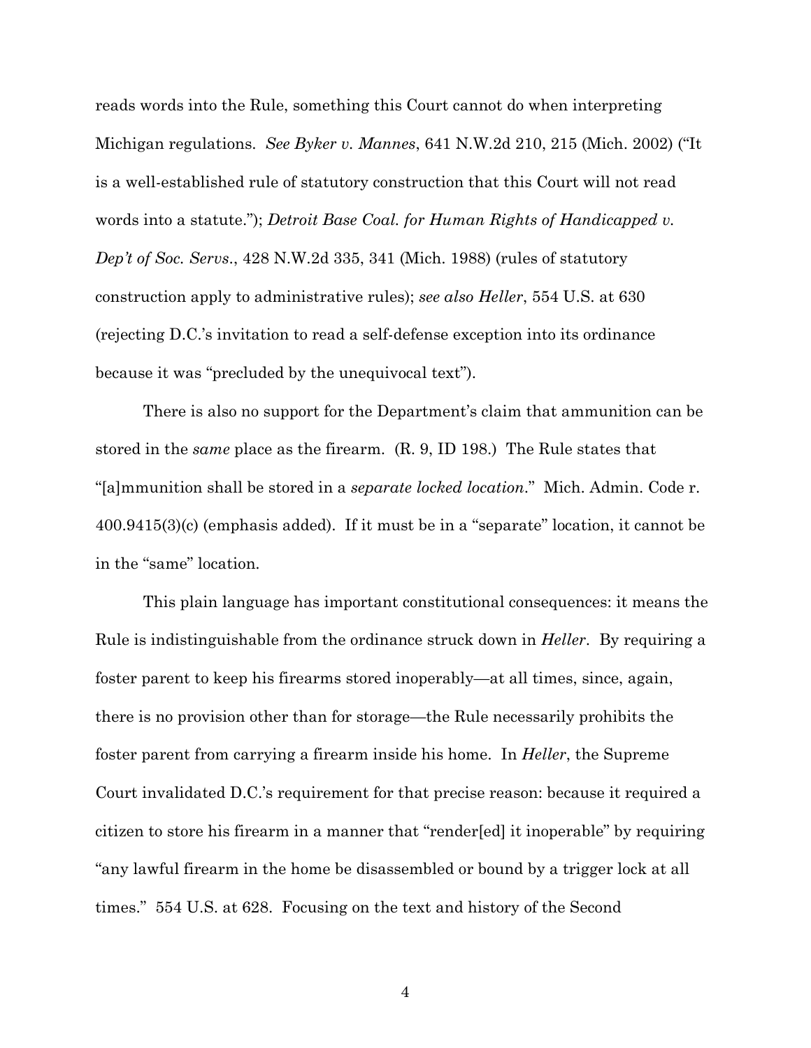reads words into the Rule, something this Court cannot do when interpreting Michigan regulations. *See Byker v. Mannes*, 641 N.W.2d 210, 215 (Mich. 2002) ("It is a well-established rule of statutory construction that this Court will not read words into a statute."); *Detroit Base Coal. for Human Rights of Handicapped v. Dep't of Soc. Servs.*, 428 N.W.2d 335, 341 (Mich. 1988) (rules of statutory construction apply to administrative rules); *see also Heller*, 554 U.S. at 630 (rejecting D.C.'s invitation to read a self-defense exception into its ordinance because it was "precluded by the unequivocal text").

There is also no support for the Department's claim that ammunition can be stored in the *same* place as the firearm. (R. 9, ID 198.) The Rule states that "[a]mmunition shall be stored in a *separate locked location*." Mich. Admin. Code r. 400.9415(3)(c) (emphasis added). If it must be in a "separate" location, it cannot be in the "same" location.

This plain language has important constitutional consequences: it means the Rule is indistinguishable from the ordinance struck down in *Heller*. By requiring a foster parent to keep his firearms stored inoperably—at all times, since, again, there is no provision other than for storage—the Rule necessarily prohibits the foster parent from carrying a firearm inside his home. In *Heller*, the Supreme Court invalidated D.C.'s requirement for that precise reason: because it required a citizen to store his firearm in a manner that "render[ed] it inoperable" by requiring "any lawful firearm in the home be disassembled or bound by a trigger lock at all times." 554 U.S. at 628. Focusing on the text and history of the Second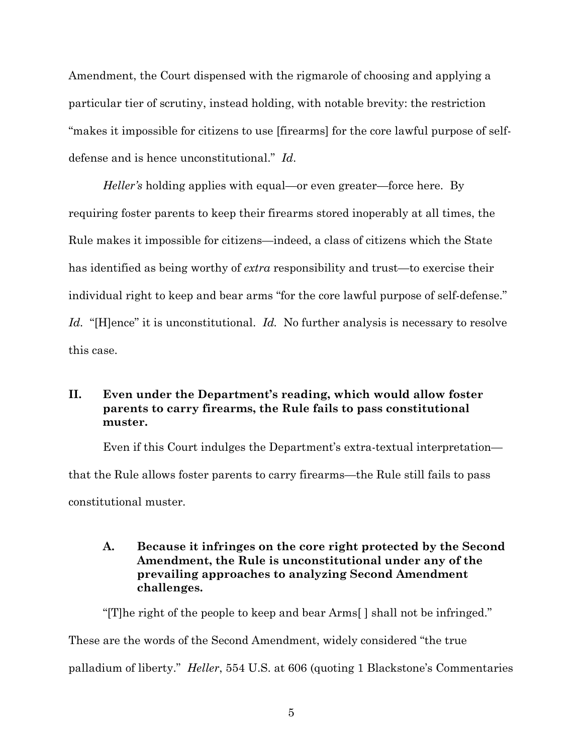Amendment, the Court dispensed with the rigmarole of choosing and applying a particular tier of scrutiny, instead holding, with notable brevity: the restriction "makes it impossible for citizens to use [firearms] for the core lawful purpose of self-defense and is hence unconstitutional." *Id*.

*Heller's* holding applies with equal—or even greater—force here. By requiring foster parents to keep their firearms stored inoperably at all times, the Rule makes it impossible for citizens—indeed, a class of citizens which the State has identified as being worthy of *extra* responsibility and trust—to exercise their individual right to keep and bear arms "for the core lawful purpose of self-defense." *Id.* "[H]ence" it is unconstitutional. *Id.* No further analysis is necessary to resolve this case.

## II. Even under the Department's reading, which would allow foster parents to carry firearms, the Rule fails to pass constitutional muster.

Even if this Court indulges the Department's extra-textual interpretation—that the Rule allows foster parents to carry firearms—the Rule still fails to pass constitutional muster.

### A. Because it infringes on the core right protected by the Second Amendment, the Rule is unconstitutional under any of the prevailing approaches to analyzing Second Amendment challenges.

"[T]he right of the people to keep and bear Arms[ ] shall not be infringed." These are the words of the Second Amendment, widely considered "the true palladium of liberty." *Heller*, 554 U.S. at 606 (quoting 1 Blackstone's Commentaries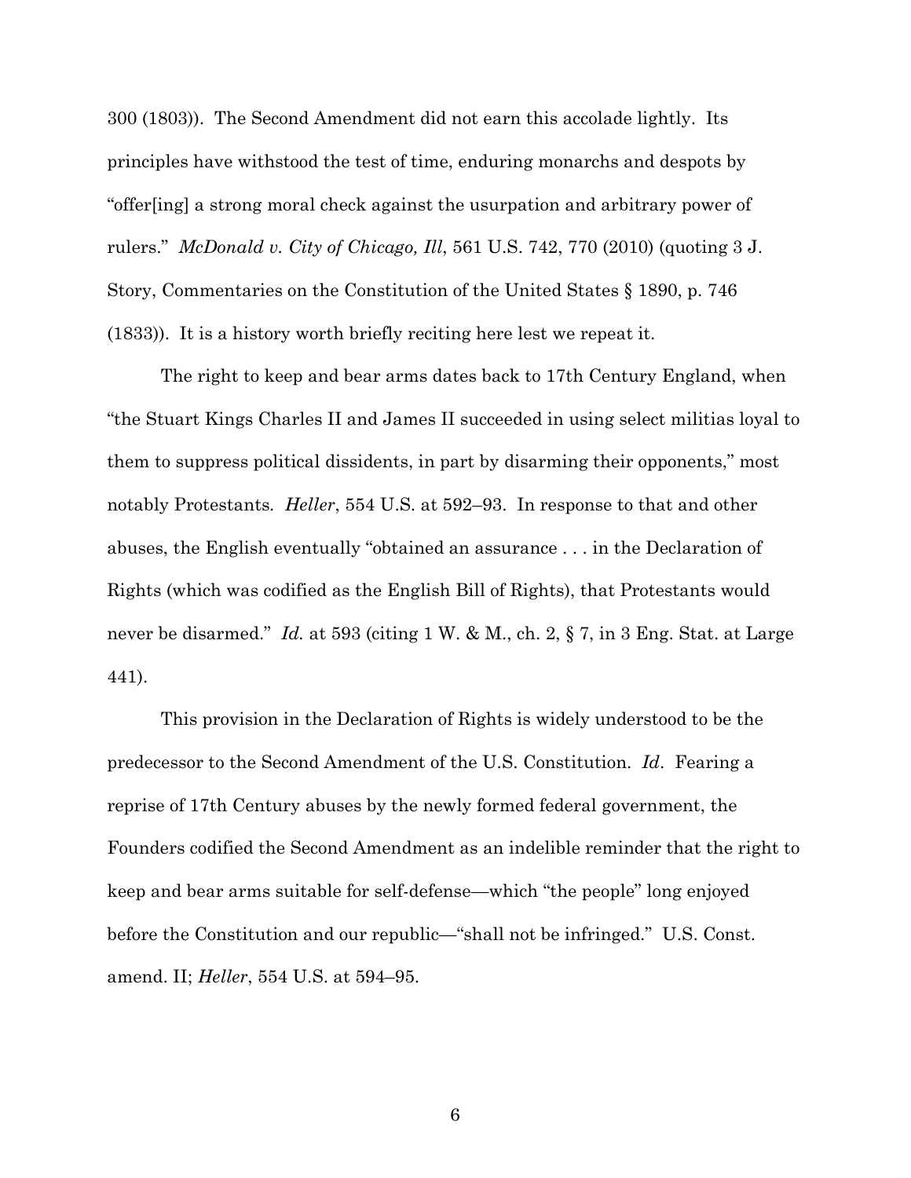300 (1803)). The Second Amendment did not earn this accolade lightly. Its principles have withstood the test of time, enduring monarchs and despots by "offer[ing] a strong moral check against the usurpation and arbitrary power of rulers." *McDonald v. City of Chicago, Ill*, 561 U.S. 742, 770 (2010) (quoting 3 J. Story, Commentaries on the Constitution of the United States § 1890, p. 746 (1833)). It is a history worth briefly reciting here lest we repeat it.

The right to keep and bear arms dates back to 17th Century England, when "the Stuart Kings Charles II and James II succeeded in using select militias loyal to them to suppress political dissidents, in part by disarming their opponents," most notably Protestants. *Heller*, 554 U.S. at 592–93. In response to that and other abuses, the English eventually "obtained an assurance . . . in the Declaration of Rights (which was codified as the English Bill of Rights), that Protestants would never be disarmed." *Id.* at 593 (citing 1 W. & M., ch. 2, § 7, in 3 Eng. Stat. at Large 441).

This provision in the Declaration of Rights is widely understood to be the predecessor to the Second Amendment of the U.S. Constitution. *Id*. Fearing a reprise of 17th Century abuses by the newly formed federal government, the Founders codified the Second Amendment as an indelible reminder that the right to keep and bear arms suitable for self-defense—which "the people" long enjoyed before the Constitution and our republic—"shall not be infringed." U.S. Const. amend. II; *Heller*, 554 U.S. at 594–95.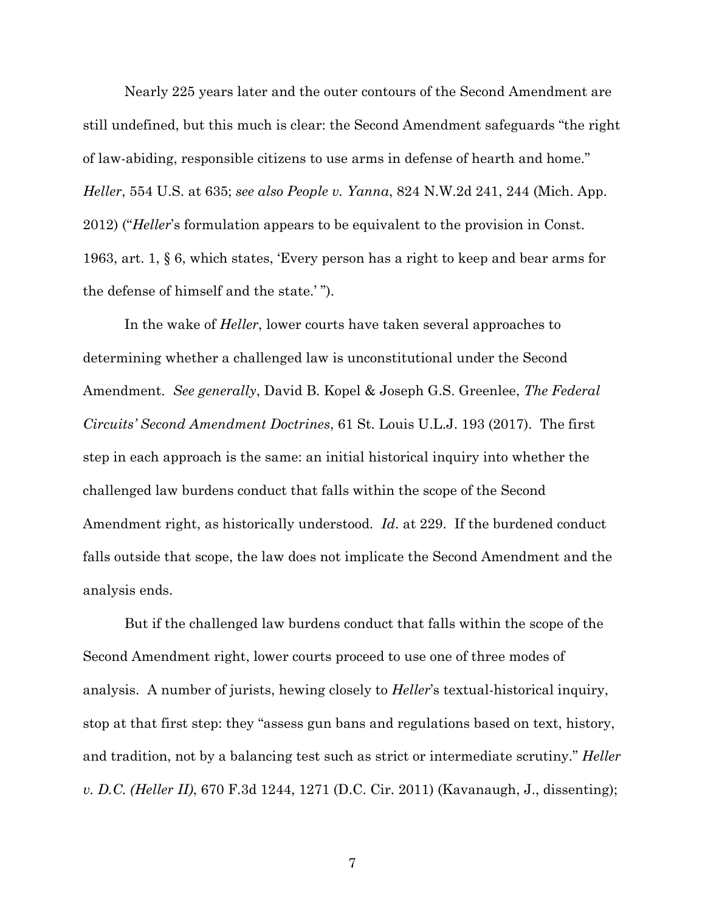Nearly 225 years later and the outer contours of the Second Amendment are still undefined, but this much is clear: the Second Amendment safeguards "the right of law-abiding, responsible citizens to use arms in defense of hearth and home." *Heller*, 554 U.S. at 635; *see also People v. Yanna*, 824 N.W.2d 241, 244 (Mich. App. 2012) ("*Heller*'s formulation appears to be equivalent to the provision in Const. 1963, art. 1, § 6, which states, 'Every person has a right to keep and bear arms for the defense of himself and the state.' ").

In the wake of *Heller*, lower courts have taken several approaches to determining whether a challenged law is unconstitutional under the Second Amendment. *See generally*, David B. Kopel & Joseph G.S. Greenlee, *The Federal Circuits' Second Amendment Doctrines*, 61 St. Louis U.L.J. 193 (2017). The first step in each approach is the same: an initial historical inquiry into whether the challenged law burdens conduct that falls within the scope of the Second Amendment right, as historically understood. *Id*. at 229. If the burdened conduct falls outside that scope, the law does not implicate the Second Amendment and the analysis ends.

But if the challenged law burdens conduct that falls within the scope of the Second Amendment right, lower courts proceed to use one of three modes of analysis. A number of jurists, hewing closely to *Heller*'s textual-historical inquiry, stop at that first step: they "assess gun bans and regulations based on text, history, and tradition, not by a balancing test such as strict or intermediate scrutiny." *Heller v. D.C. (Heller II)*, 670 F.3d 1244, 1271 (D.C. Cir. 2011) (Kavanaugh, J., dissenting);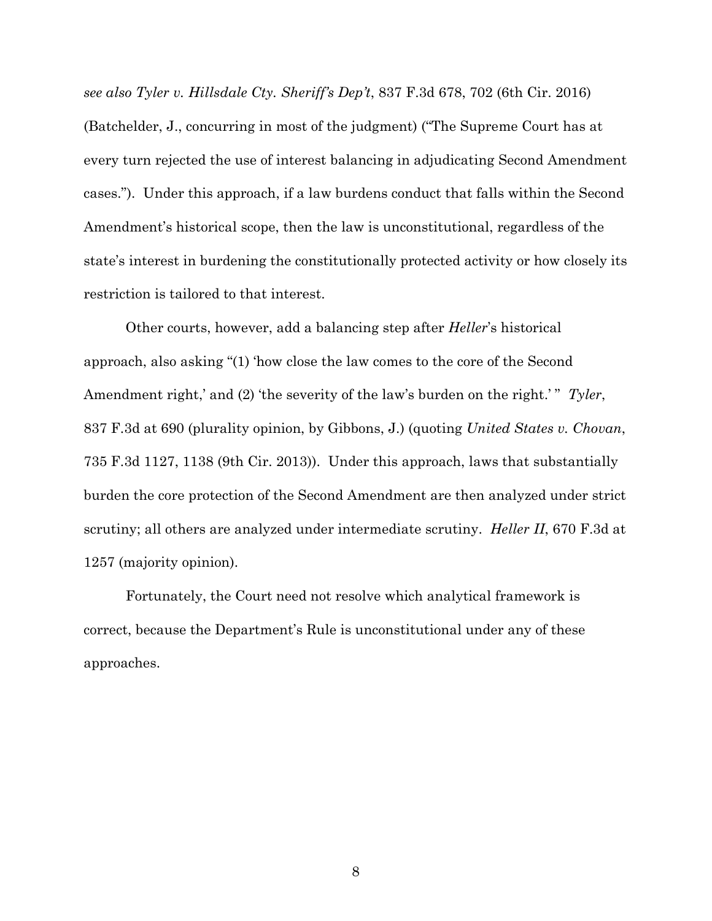*see also Tyler v. Hillsdale Cty. Sheriff's Dep't*, 837 F.3d 678, 702 (6th Cir. 2016) (Batchelder, J., concurring in most of the judgment) ("The Supreme Court has at every turn rejected the use of interest balancing in adjudicating Second Amendment cases."). Under this approach, if a law burdens conduct that falls within the Second Amendment's historical scope, then the law is unconstitutional, regardless of the state's interest in burdening the constitutionally protected activity or how closely its restriction is tailored to that interest.

Other courts, however, add a balancing step after *Heller*'s historical approach, also asking "(1) 'how close the law comes to the core of the Second Amendment right,' and (2) 'the severity of the law's burden on the right.' " *Tyler*, 837 F.3d at 690 (plurality opinion, by Gibbons, J.) (quoting *United States v. Chovan*, 735 F.3d 1127, 1138 (9th Cir. 2013)). Under this approach, laws that substantially burden the core protection of the Second Amendment are then analyzed under strict scrutiny; all others are analyzed under intermediate scrutiny. *Heller II*, 670 F.3d at 1257 (majority opinion).

Fortunately, the Court need not resolve which analytical framework is correct, because the Department's Rule is unconstitutional under any of these approaches.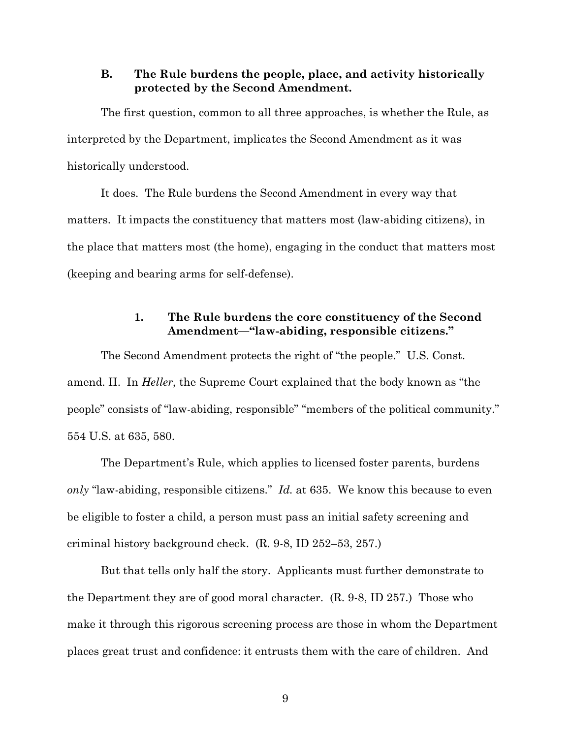### B. The Rule burdens the people, place, and activity historically protected by the Second Amendment.

The first question, common to all three approaches, is whether the Rule, as interpreted by the Department, implicates the Second Amendment as it was historically understood.

It does. The Rule burdens the Second Amendment in every way that matters. It impacts the constituency that matters most (law-abiding citizens), in the place that matters most (the home), engaging in the conduct that matters most (keeping and bearing arms for self-defense).

#### 1. The Rule burdens the core constituency of the Second Amendment—"law-abiding, responsible citizens."

The Second Amendment protects the right of "the people." U.S. Const. amend. II. In *Heller*, the Supreme Court explained that the body known as "the people" consists of "law-abiding, responsible" "members of the political community." 554 U.S. at 635, 580.

The Department's Rule, which applies to licensed foster parents, burdens *only* "law-abiding, responsible citizens." *Id.* at 635. We know this because to even be eligible to foster a child, a person must pass an initial safety screening and criminal history background check. (R. 9-8, ID 252–53, 257.)

But that tells only half the story. Applicants must further demonstrate to the Department they are of good moral character. (R. 9-8, ID 257.) Those who make it through this rigorous screening process are those in whom the Department places great trust and confidence: it entrusts them with the care of children. And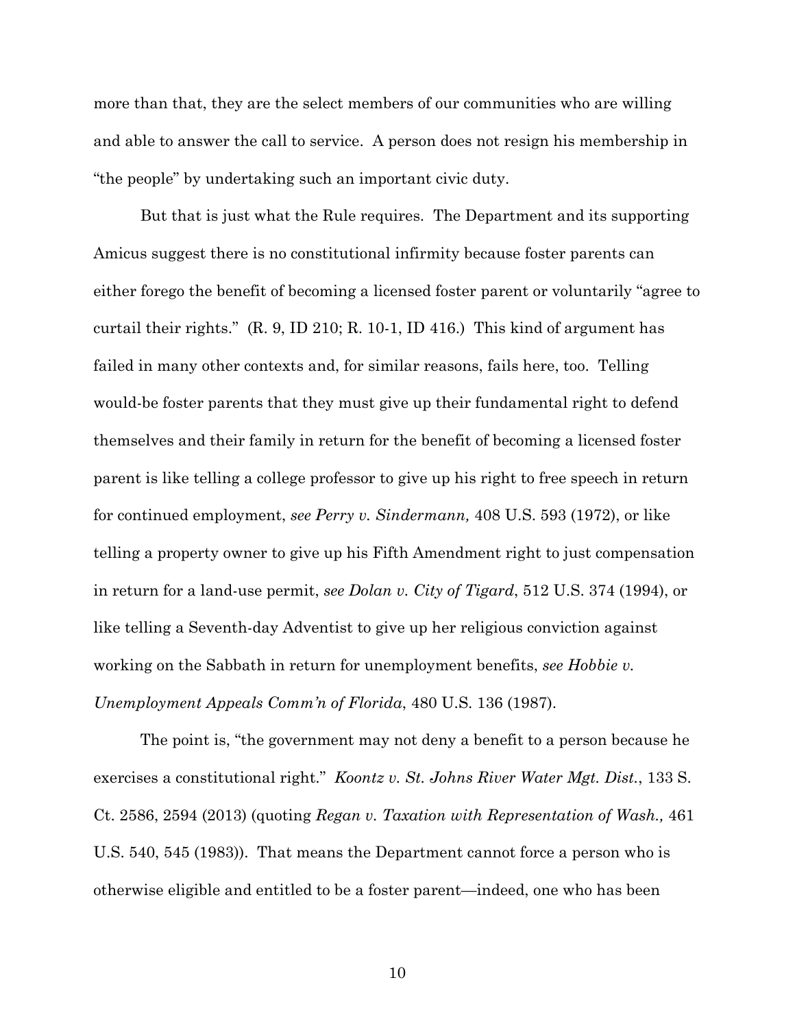more than that, they are the select members of our communities who are willing and able to answer the call to service. A person does not resign his membership in "the people" by undertaking such an important civic duty.

But that is just what the Rule requires. The Department and its supporting Amicus suggest there is no constitutional infirmity because foster parents can either forego the benefit of becoming a licensed foster parent or voluntarily "agree to curtail their rights." (R. 9, ID 210; R. 10-1, ID 416.) This kind of argument has failed in many other contexts and, for similar reasons, fails here, too. Telling would-be foster parents that they must give up their fundamental right to defend themselves and their family in return for the benefit of becoming a licensed foster parent is like telling a college professor to give up his right to free speech in return for continued employment, *see Perry v. Sindermann,* 408 U.S. 593 (1972), or like telling a property owner to give up his Fifth Amendment right to just compensation in return for a land-use permit, *see Dolan v. City of Tigard*, 512 U.S. 374 (1994), or like telling a Seventh-day Adventist to give up her religious conviction against working on the Sabbath in return for unemployment benefits, *see Hobbie v. Unemployment Appeals Comm'n of Florida*, 480 U.S. 136 (1987).

The point is, "the government may not deny a benefit to a person because he exercises a constitutional right." *Koontz v. St. Johns River Water Mgt. Dist.*, 133 S. Ct. 2586, 2594 (2013) (quoting *Regan v. Taxation with Representation of Wash.,* 461 U.S. 540, 545 (1983)). That means the Department cannot force a person who is otherwise eligible and entitled to be a foster parent—indeed, one who has been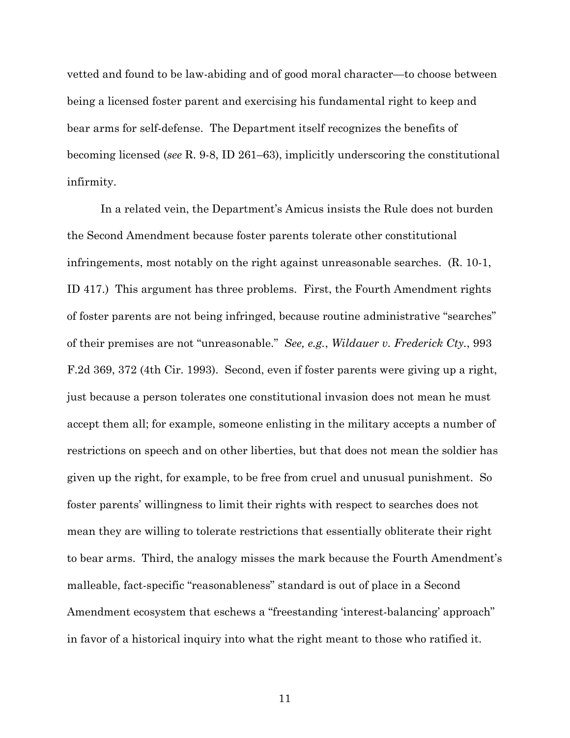vetted and found to be law-abiding and of good moral character—to choose between being a licensed foster parent and exercising his fundamental right to keep and bear arms for self-defense. The Department itself recognizes the benefits of becoming licensed (*see* R. 9-8, ID 261–63), implicitly underscoring the constitutional infirmity.

In a related vein, the Department's Amicus insists the Rule does not burden the Second Amendment because foster parents tolerate other constitutional infringements, most notably on the right against unreasonable searches. (R. 10-1, ID 417.) This argument has three problems. First, the Fourth Amendment rights of foster parents are not being infringed, because routine administrative "searches" of their premises are not "unreasonable." *See, e.g.*, *Wildauer v. Frederick Cty.*, 993 F.2d 369, 372 (4th Cir. 1993). Second, even if foster parents were giving up a right, just because a person tolerates one constitutional invasion does not mean he must accept them all; for example, someone enlisting in the military accepts a number of restrictions on speech and on other liberties, but that does not mean the soldier has given up the right, for example, to be free from cruel and unusual punishment. So foster parents' willingness to limit their rights with respect to searches does not mean they are willing to tolerate restrictions that essentially obliterate their right to bear arms. Third, the analogy misses the mark because the Fourth Amendment's malleable, fact-specific "reasonableness" standard is out of place in a Second Amendment ecosystem that eschews a "freestanding 'interest-balancing' approach" in favor of a historical inquiry into what the right meant to those who ratified it.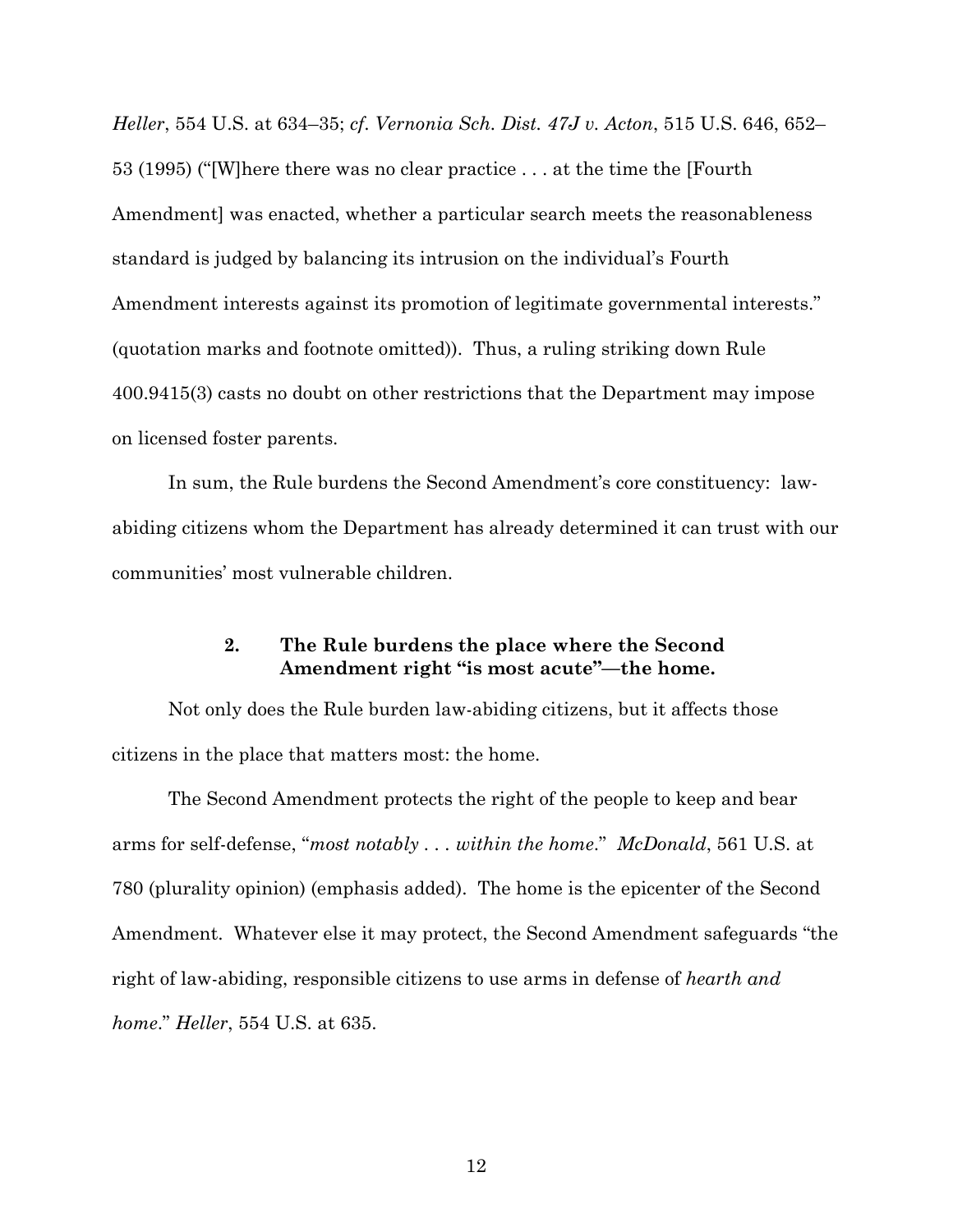*Heller*, 554 U.S. at 634–35; *cf. Vernonia Sch. Dist. 47J v. Acton*, 515 U.S. 646, 652–53 (1995) ("[W]here there was no clear practice . . . at the time the [Fourth Amendment] was enacted, whether a particular search meets the reasonableness standard is judged by balancing its intrusion on the individual's Fourth Amendment interests against its promotion of legitimate governmental interests." (quotation marks and footnote omitted)). Thus, a ruling striking down Rule 400.9415(3) casts no doubt on other restrictions that the Department may impose on licensed foster parents.

In sum, the Rule burdens the Second Amendment's core constituency: law-abiding citizens whom the Department has already determined it can trust with our communities' most vulnerable children.

### 2. The Rule burdens the place where the Second Amendment right "is most acute"—the home.

Not only does the Rule burden law-abiding citizens, but it affects those citizens in the place that matters most: the home.

The Second Amendment protects the right of the people to keep and bear arms for self-defense, "*most notably . . . within the home*." *McDonald*, 561 U.S. at 780 (plurality opinion) (emphasis added). The home is the epicenter of the Second Amendment. Whatever else it may protect, the Second Amendment safeguards "the right of law-abiding, responsible citizens to use arms in defense of *hearth and home*." *Heller*, 554 U.S. at 635.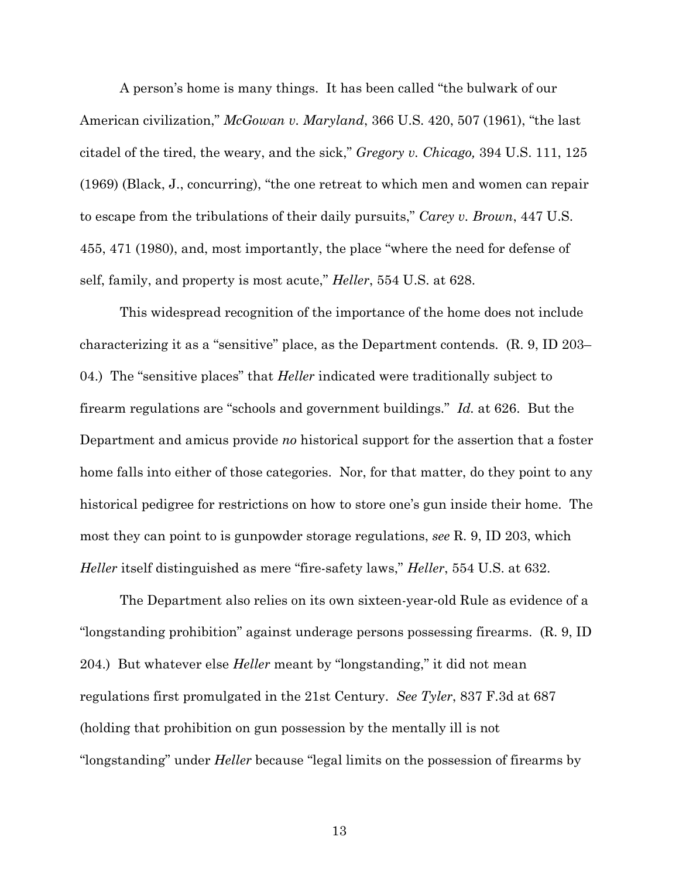A person's home is many things. It has been called "the bulwark of our American civilization," *McGowan v. Maryland*, 366 U.S. 420, 507 (1961), "the last citadel of the tired, the weary, and the sick," *Gregory v. Chicago,* 394 U.S. 111, 125 (1969) (Black, J., concurring), "the one retreat to which men and women can repair to escape from the tribulations of their daily pursuits," *Carey v. Brown*, 447 U.S. 455, 471 (1980), and, most importantly, the place "where the need for defense of self, family, and property is most acute," *Heller*, 554 U.S. at 628.

This widespread recognition of the importance of the home does not include characterizing it as a "sensitive" place, as the Department contends. (R. 9, ID 203–04.) The "sensitive places" that *Heller* indicated were traditionally subject to firearm regulations are "schools and government buildings." *Id.* at 626. But the Department and amicus provide *no* historical support for the assertion that a foster home falls into either of those categories. Nor, for that matter, do they point to any historical pedigree for restrictions on how to store one's gun inside their home. The most they can point to is gunpowder storage regulations, *see* R. 9, ID 203, which *Heller* itself distinguished as mere "fire-safety laws," *Heller*, 554 U.S. at 632.

The Department also relies on its own sixteen-year-old Rule as evidence of a "longstanding prohibition" against underage persons possessing firearms. (R. 9, ID 204.) But whatever else *Heller* meant by "longstanding," it did not mean regulations first promulgated in the 21st Century. *See Tyler*, 837 F.3d at 687 (holding that prohibition on gun possession by the mentally ill is not "longstanding" under *Heller* because "legal limits on the possession of firearms by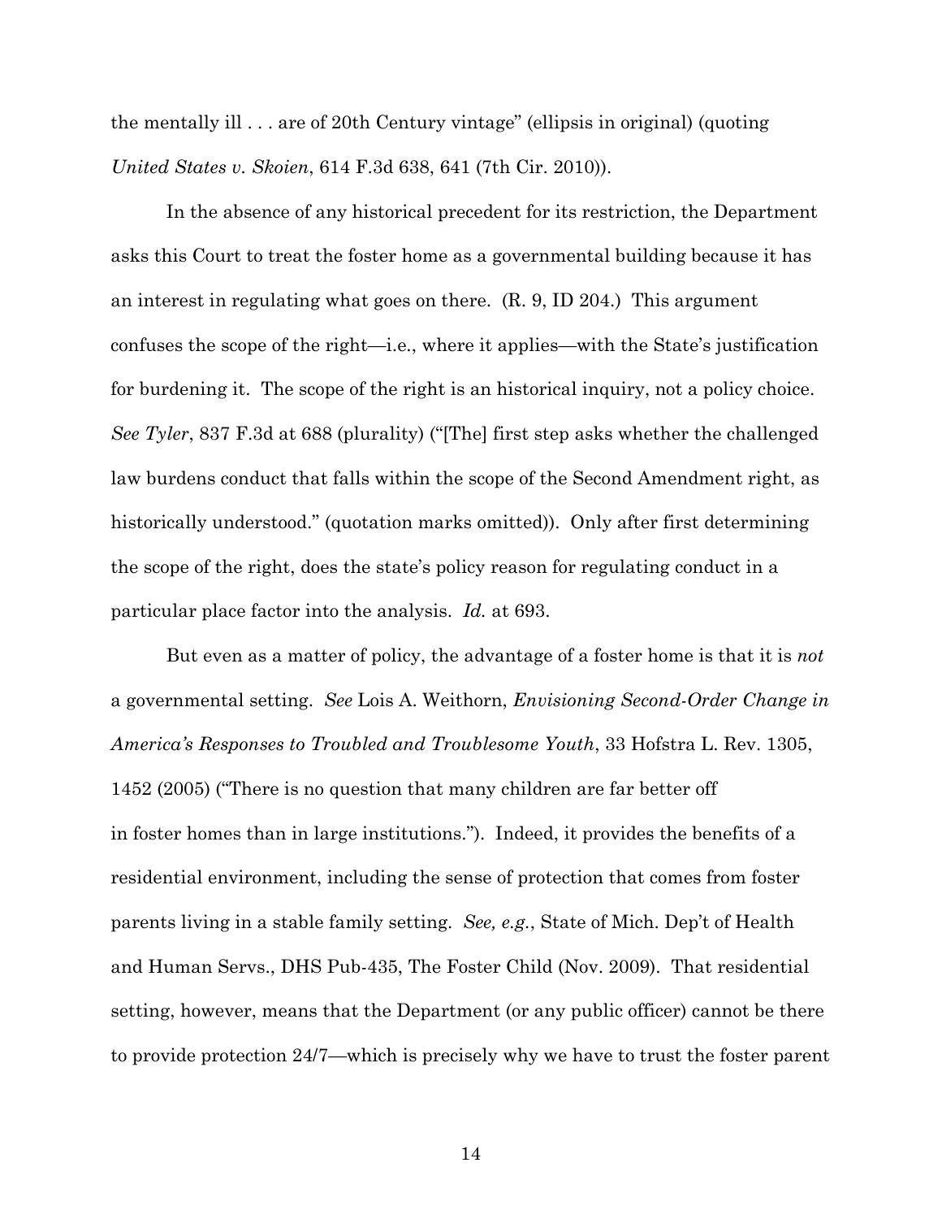the mentally ill . . . are of 20th Century vintage" (ellipsis in original) (quoting *United States v. Skoien*, 614 F.3d 638, 641 (7th Cir. 2010)).

In the absence of any historical precedent for its restriction, the Department asks this Court to treat the foster home as a governmental building because it has an interest in regulating what goes on there. (R. 9, ID 204.) This argument confuses the scope of the right—i.e., where it applies—with the State's justification for burdening it. The scope of the right is an historical inquiry, not a policy choice. *See Tyler*, 837 F.3d at 688 (plurality) ("[The] first step asks whether the challenged law burdens conduct that falls within the scope of the Second Amendment right, as historically understood." (quotation marks omitted)). Only after first determining the scope of the right, does the state's policy reason for regulating conduct in a particular place factor into the analysis. *Id.* at 693.

But even as a matter of policy, the advantage of a foster home is that it is *not* a governmental setting. *See* Lois A. Weithorn, *Envisioning Second-Order Change in America's Responses to Troubled and Troublesome Youth*, 33 Hofstra L. Rev. 1305, 1452 (2005) ("There is no question that many children are far better off in foster homes than in large institutions."). Indeed, it provides the benefits of a residential environment, including the sense of protection that comes from foster parents living in a stable family setting. *See, e.g.*, State of Mich. Dep't of Health and Human Servs., DHS Pub-435, The Foster Child (Nov. 2009). That residential setting, however, means that the Department (or any public officer) cannot be there to provide protection 24/7—which is precisely why we have to trust the foster parent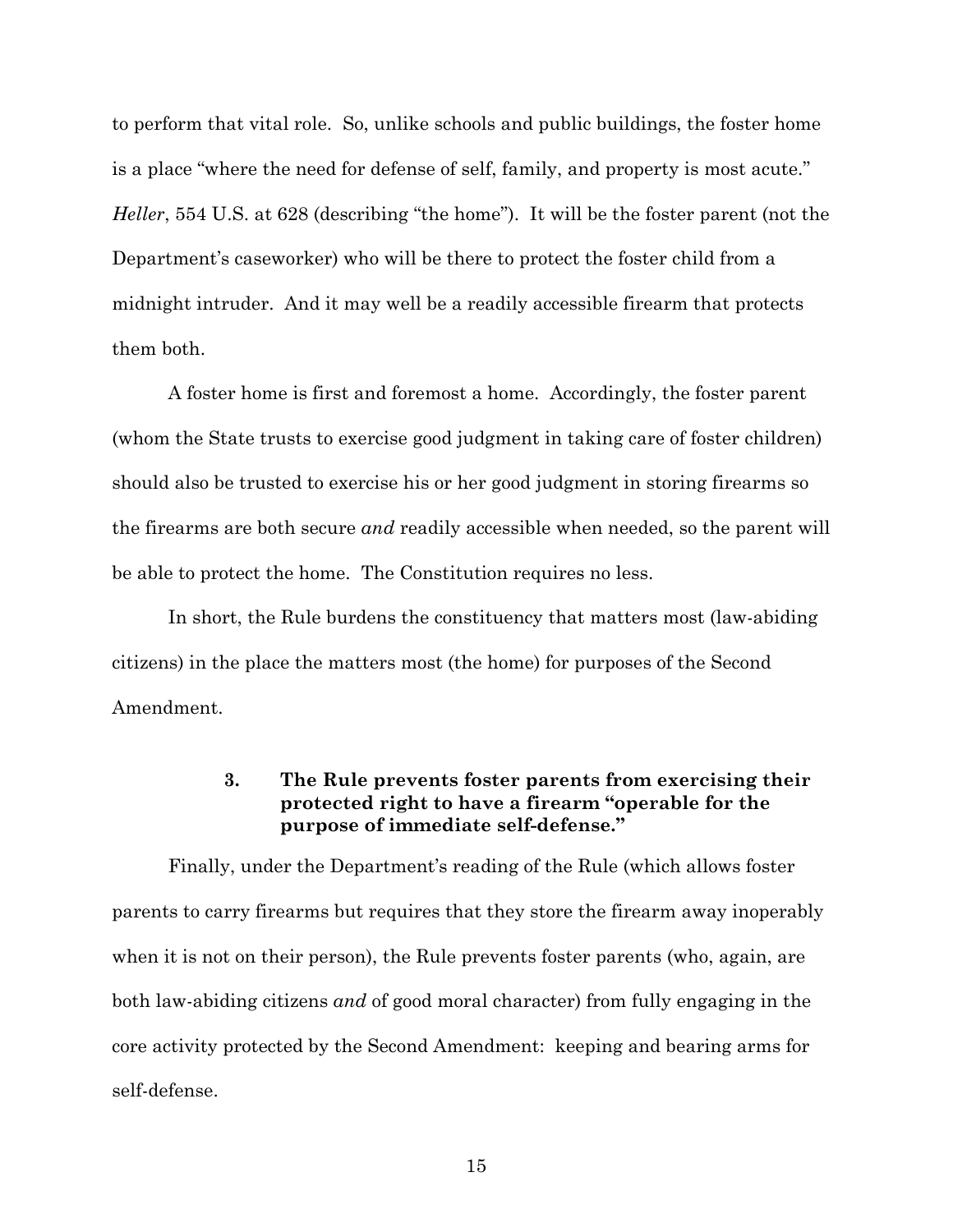to perform that vital role. So, unlike schools and public buildings, the foster home is a place "where the need for defense of self, family, and property is most acute." *Heller*, 554 U.S. at 628 (describing "the home"). It will be the foster parent (not the Department's caseworker) who will be there to protect the foster child from a midnight intruder. And it may well be a readily accessible firearm that protects them both.

A foster home is first and foremost a home. Accordingly, the foster parent (whom the State trusts to exercise good judgment in taking care of foster children) should also be trusted to exercise his or her good judgment in storing firearms so the firearms are both secure *and* readily accessible when needed, so the parent will be able to protect the home. The Constitution requires no less.

In short, the Rule burdens the constituency that matters most (law-abiding citizens) in the place the matters most (the home) for purposes of the Second Amendment.

### 3. The Rule prevents foster parents from exercising their protected right to have a firearm "operable for the purpose of immediate self-defense."

Finally, under the Department's reading of the Rule (which allows foster parents to carry firearms but requires that they store the firearm away inoperably when it is not on their person), the Rule prevents foster parents (who, again, are both law-abiding citizens *and* of good moral character) from fully engaging in the core activity protected by the Second Amendment: keeping and bearing arms for self-defense.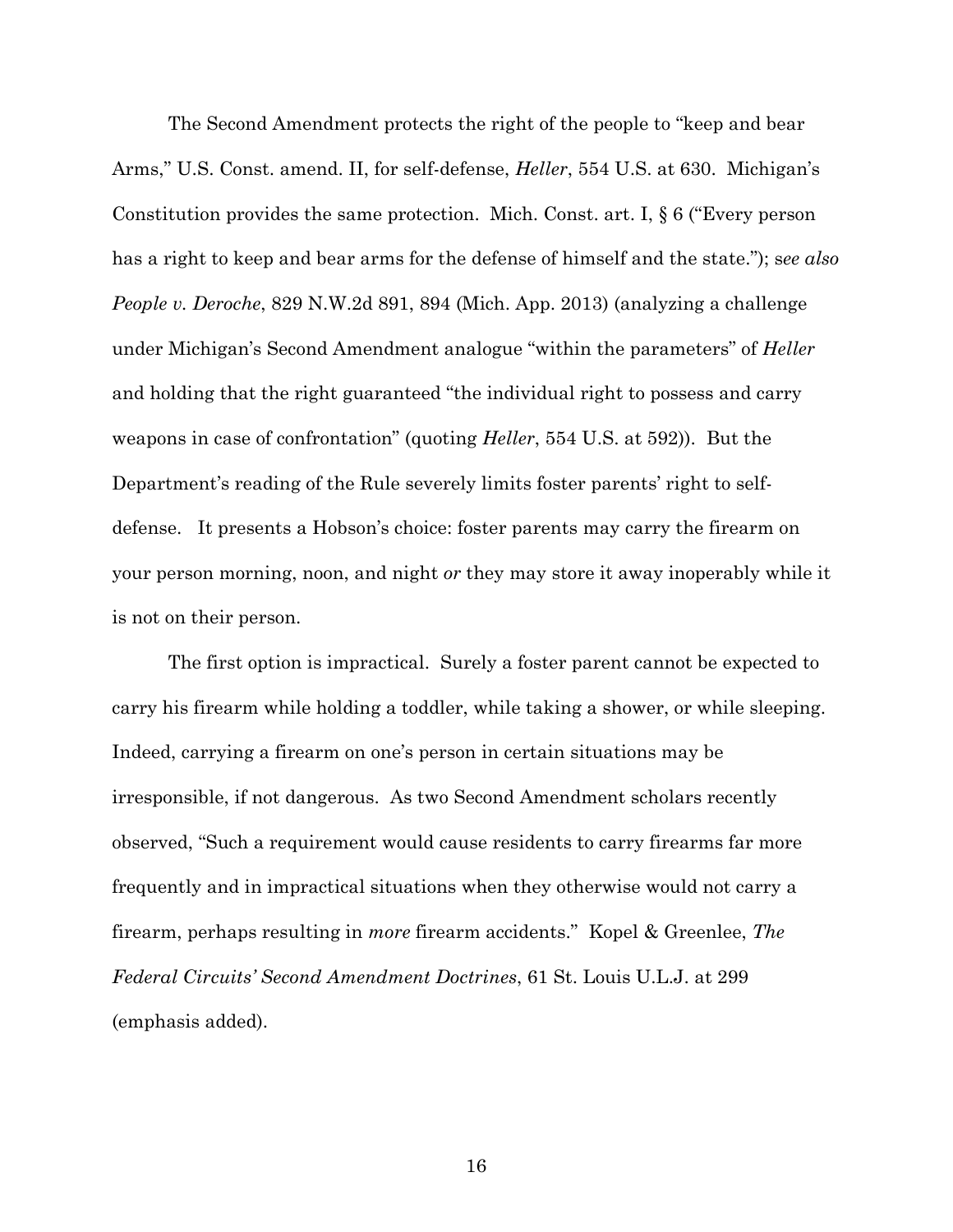The Second Amendment protects the right of the people to "keep and bear Arms," U.S. Const. amend. II, for self-defense, *Heller*, 554 U.S. at 630. Michigan's Constitution provides the same protection. Mich. Const. art. I, § 6 ("Every person has a right to keep and bear arms for the defense of himself and the state."); s*ee also People v. Deroche*, 829 N.W.2d 891, 894 (Mich. App. 2013) (analyzing a challenge under Michigan's Second Amendment analogue "within the parameters" of *Heller* and holding that the right guaranteed "the individual right to possess and carry weapons in case of confrontation" (quoting *Heller*, 554 U.S. at 592)). But the Department's reading of the Rule severely limits foster parents' right to self-defense. It presents a Hobson's choice: foster parents may carry the firearm on your person morning, noon, and night *or* they may store it away inoperably while it is not on their person.

The first option is impractical. Surely a foster parent cannot be expected to carry his firearm while holding a toddler, while taking a shower, or while sleeping. Indeed, carrying a firearm on one's person in certain situations may be irresponsible, if not dangerous. As two Second Amendment scholars recently observed, "Such a requirement would cause residents to carry firearms far more frequently and in impractical situations when they otherwise would not carry a firearm, perhaps resulting in *more* firearm accidents." Kopel & Greenlee, *The Federal Circuits' Second Amendment Doctrines*, 61 St. Louis U.L.J. at 299 (emphasis added).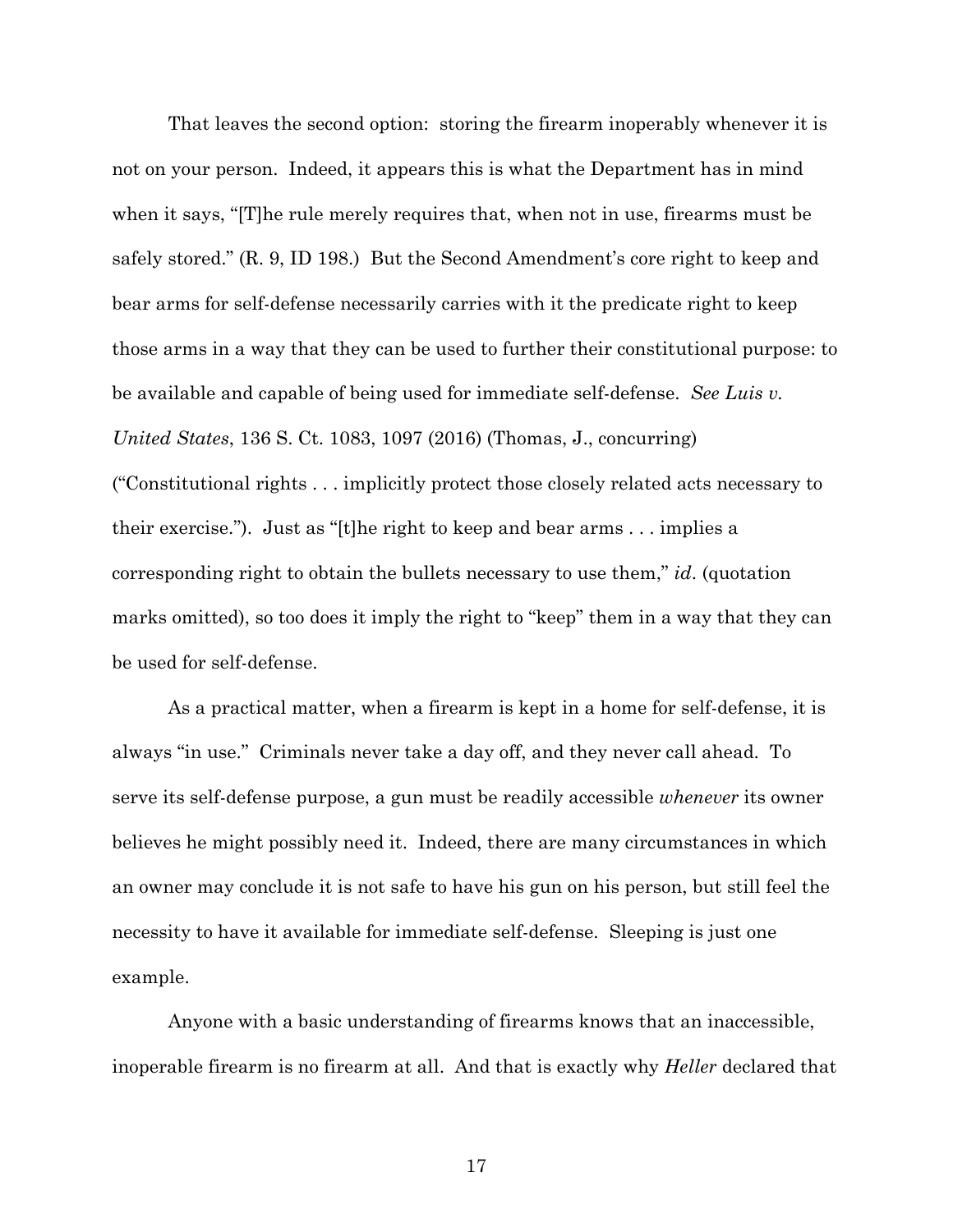That leaves the second option: storing the firearm inoperably whenever it is not on your person. Indeed, it appears this is what the Department has in mind when it says, "[T]he rule merely requires that, when not in use, firearms must be safely stored." (R. 9, ID 198.) But the Second Amendment's core right to keep and bear arms for self-defense necessarily carries with it the predicate right to keep those arms in a way that they can be used to further their constitutional purpose: to be available and capable of being used for immediate self-defense. *See Luis v. United States*, 136 S. Ct. 1083, 1097 (2016) (Thomas, J., concurring) ("Constitutional rights . . . implicitly protect those closely related acts necessary to their exercise."). Just as "[t]he right to keep and bear arms . . . implies a corresponding right to obtain the bullets necessary to use them," *id*. (quotation marks omitted), so too does it imply the right to "keep" them in a way that they can be used for self-defense.

As a practical matter, when a firearm is kept in a home for self-defense, it is always "in use." Criminals never take a day off, and they never call ahead. To serve its self-defense purpose, a gun must be readily accessible *whenever* its owner believes he might possibly need it. Indeed, there are many circumstances in which an owner may conclude it is not safe to have his gun on his person, but still feel the necessity to have it available for immediate self-defense. Sleeping is just one example.

Anyone with a basic understanding of firearms knows that an inaccessible, inoperable firearm is no firearm at all. And that is exactly why *Heller* declared that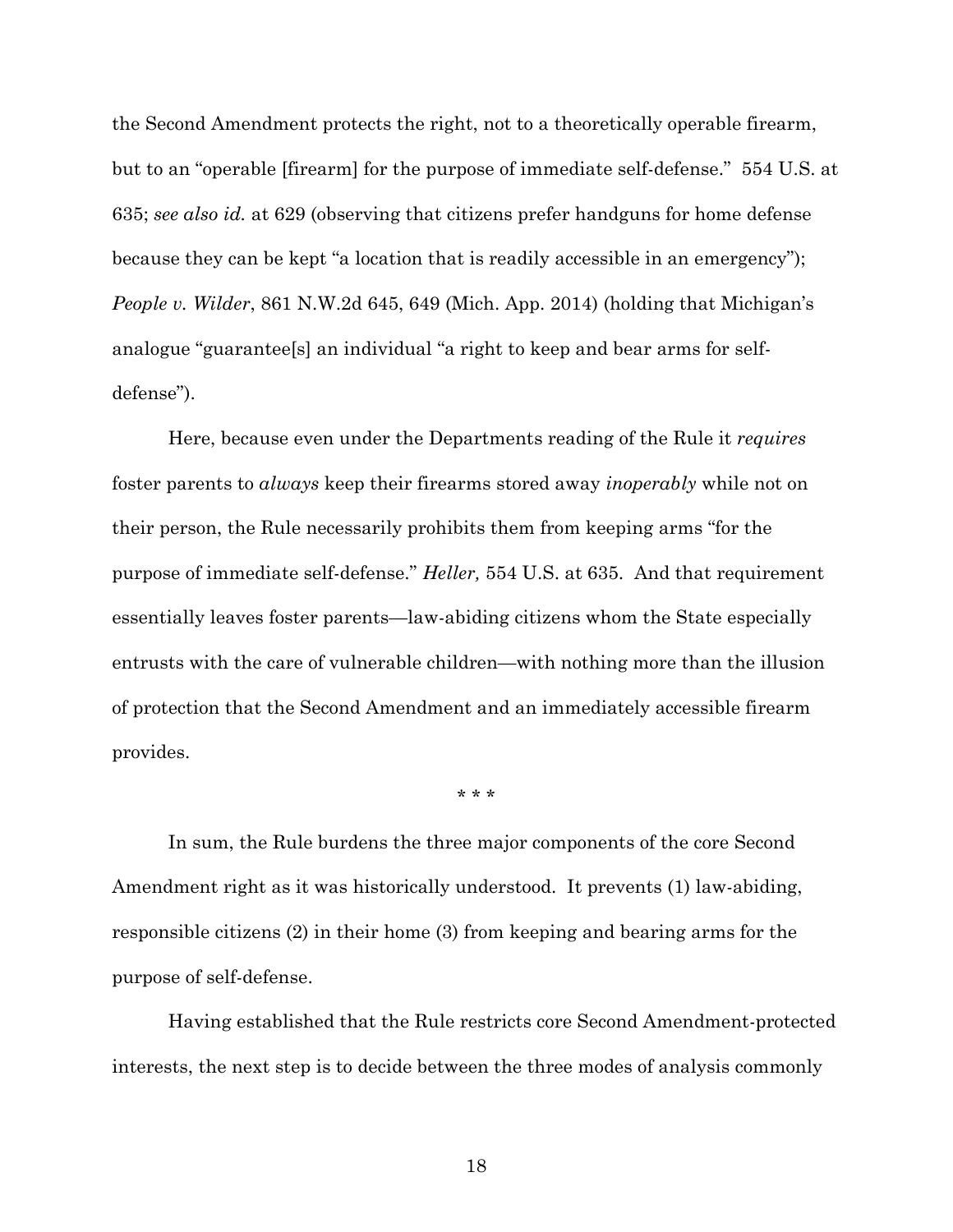the Second Amendment protects the right, not to a theoretically operable firearm, but to an "operable [firearm] for the purpose of immediate self-defense." 554 U.S. at 635; *see also id.* at 629 (observing that citizens prefer handguns for home defense because they can be kept "a location that is readily accessible in an emergency"); *People v. Wilder*, 861 N.W.2d 645, 649 (Mich. App. 2014) (holding that Michigan's analogue "guarantee[s] an individual "a right to keep and bear arms for self-defense").

Here, because even under the Departments reading of the Rule it *requires* foster parents to *always* keep their firearms stored away *inoperably* while not on their person, the Rule necessarily prohibits them from keeping arms "for the purpose of immediate self-defense." *Heller,* 554 U.S. at 635. And that requirement essentially leaves foster parents—law-abiding citizens whom the State especially entrusts with the care of vulnerable children—with nothing more than the illusion of protection that the Second Amendment and an immediately accessible firearm provides.

\* \* \*

In sum, the Rule burdens the three major components of the core Second Amendment right as it was historically understood. It prevents (1) law-abiding, responsible citizens (2) in their home (3) from keeping and bearing arms for the purpose of self-defense.

Having established that the Rule restricts core Second Amendment-protected interests, the next step is to decide between the three modes of analysis commonly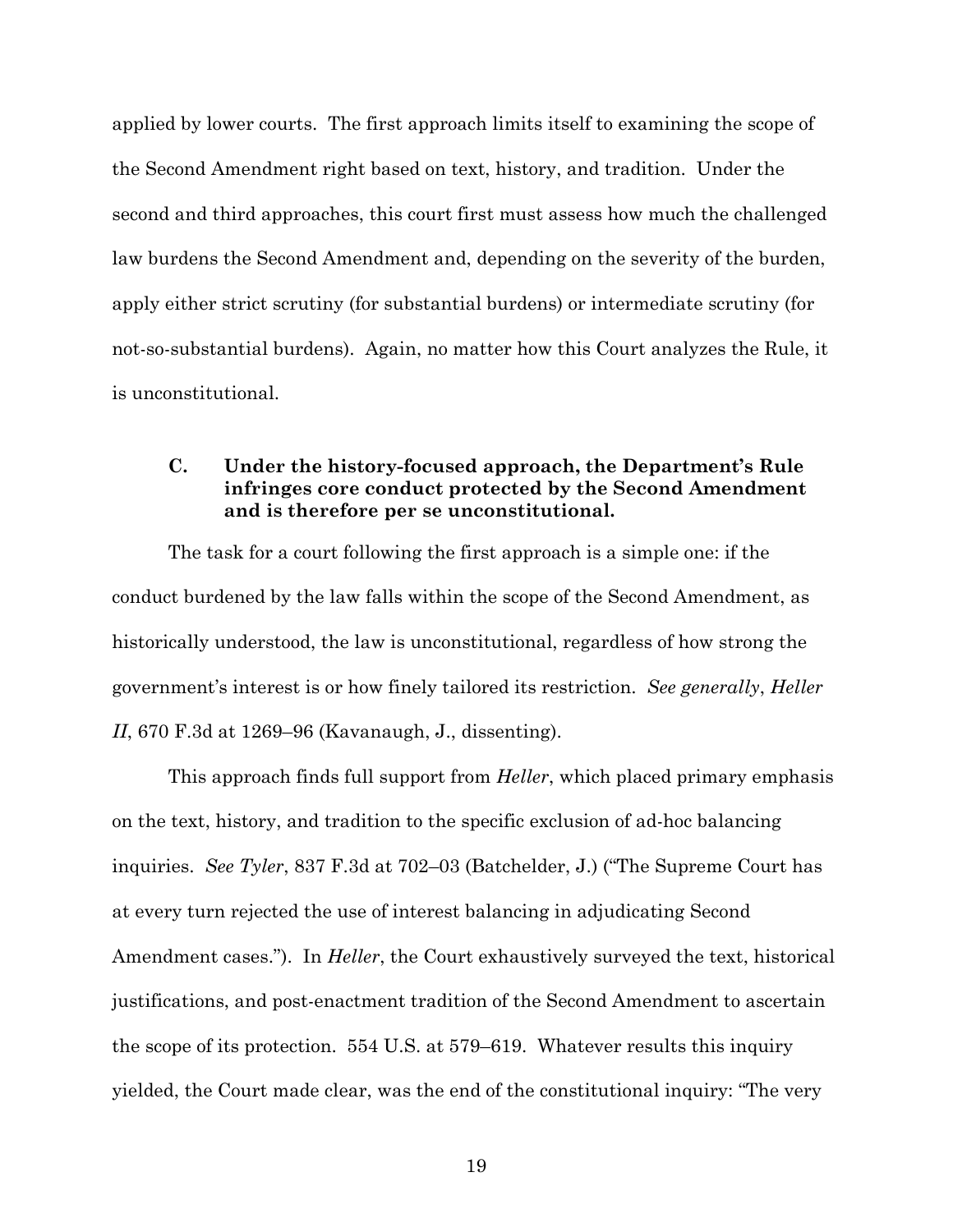applied by lower courts. The first approach limits itself to examining the scope of the Second Amendment right based on text, history, and tradition. Under the second and third approaches, this court first must assess how much the challenged law burdens the Second Amendment and, depending on the severity of the burden, apply either strict scrutiny (for substantial burdens) or intermediate scrutiny (for not-so-substantial burdens). Again, no matter how this Court analyzes the Rule, it is unconstitutional.

### C. Under the history-focused approach, the Department's Rule infringes core conduct protected by the Second Amendment and is therefore per se unconstitutional.

The task for a court following the first approach is a simple one: if the conduct burdened by the law falls within the scope of the Second Amendment, as historically understood, the law is unconstitutional, regardless of how strong the government's interest is or how finely tailored its restriction. *See generally*, *Heller II*, 670 F.3d at 1269–96 (Kavanaugh, J., dissenting).

This approach finds full support from *Heller*, which placed primary emphasis on the text, history, and tradition to the specific exclusion of ad-hoc balancing inquiries. *See Tyler*, 837 F.3d at 702–03 (Batchelder, J.) ("The Supreme Court has at every turn rejected the use of interest balancing in adjudicating Second Amendment cases."). In *Heller*, the Court exhaustively surveyed the text, historical justifications, and post-enactment tradition of the Second Amendment to ascertain the scope of its protection. 554 U.S. at 579–619. Whatever results this inquiry yielded, the Court made clear, was the end of the constitutional inquiry: "The very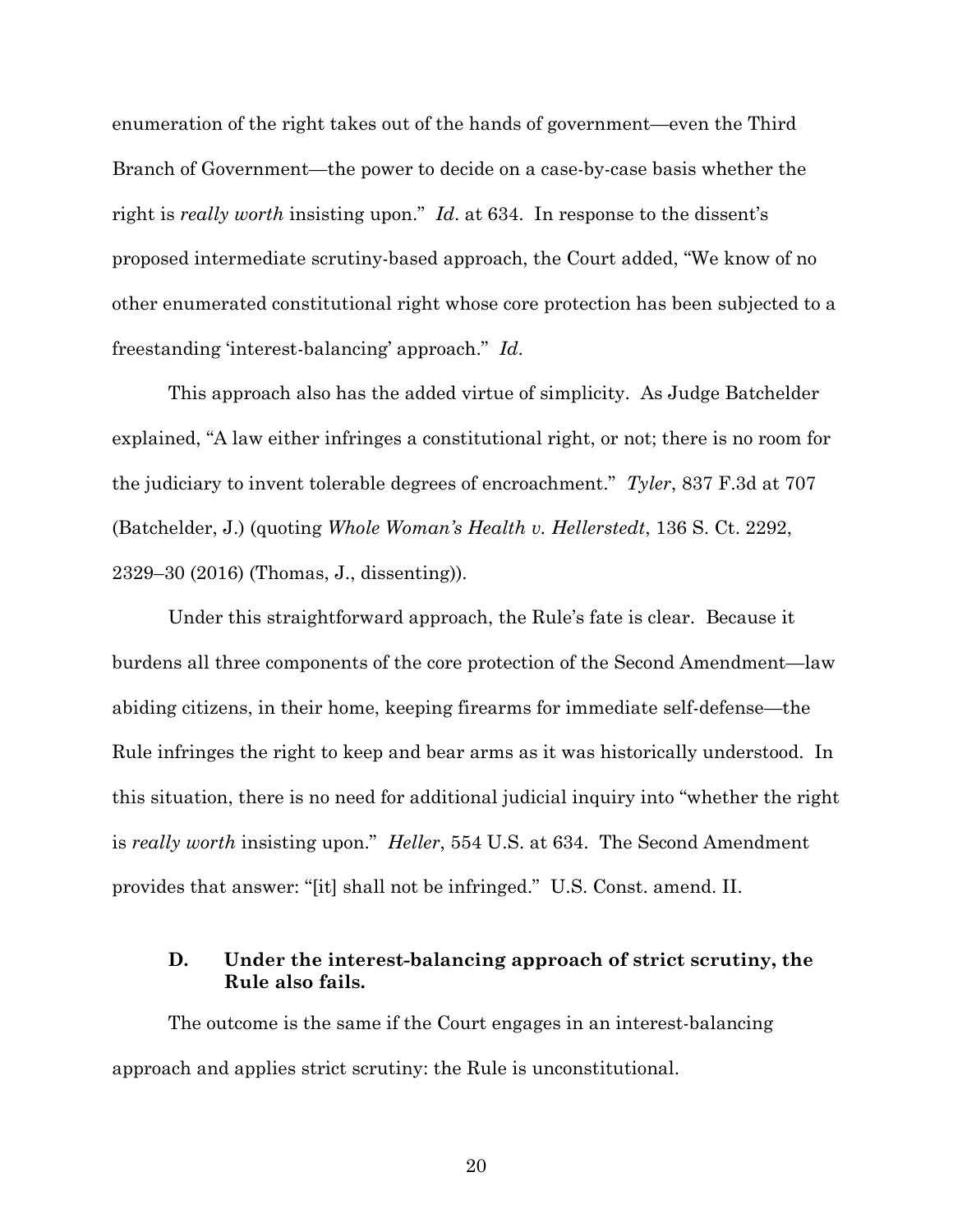enumeration of the right takes out of the hands of government—even the Third Branch of Government—the power to decide on a case-by-case basis whether the right is *really worth* insisting upon." *Id*. at 634. In response to the dissent's proposed intermediate scrutiny-based approach, the Court added, "We know of no other enumerated constitutional right whose core protection has been subjected to a freestanding 'interest-balancing' approach." *Id*.

This approach also has the added virtue of simplicity. As Judge Batchelder explained, "A law either infringes a constitutional right, or not; there is no room for the judiciary to invent tolerable degrees of encroachment." *Tyler*, 837 F.3d at 707 (Batchelder, J.) (quoting *Whole Woman's Health v. Hellerstedt*, 136 S. Ct. 2292, 2329–30 (2016) (Thomas, J., dissenting)).

Under this straightforward approach, the Rule's fate is clear. Because it burdens all three components of the core protection of the Second Amendment—law abiding citizens, in their home, keeping firearms for immediate self-defense—the Rule infringes the right to keep and bear arms as it was historically understood. In this situation, there is no need for additional judicial inquiry into "whether the right is *really worth* insisting upon." *Heller*, 554 U.S. at 634. The Second Amendment provides that answer: "[it] shall not be infringed." U.S. Const. amend. II.

### D. Under the interest-balancing approach of strict scrutiny, the Rule also fails.

The outcome is the same if the Court engages in an interest-balancing approach and applies strict scrutiny: the Rule is unconstitutional.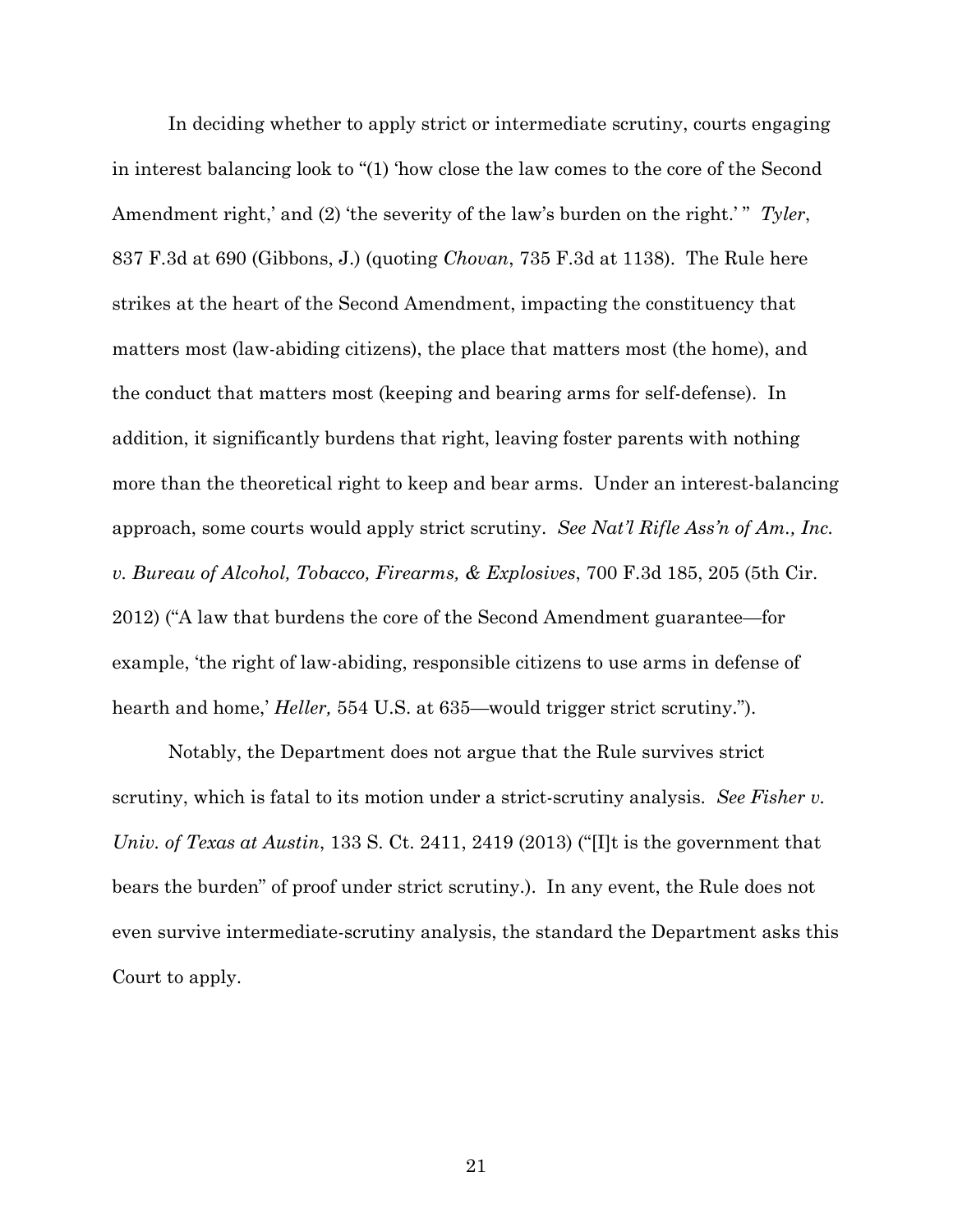In deciding whether to apply strict or intermediate scrutiny, courts engaging in interest balancing look to "(1) 'how close the law comes to the core of the Second Amendment right,' and (2) 'the severity of the law's burden on the right.' " *Tyler*, 837 F.3d at 690 (Gibbons, J.) (quoting *Chovan*, 735 F.3d at 1138). The Rule here strikes at the heart of the Second Amendment, impacting the constituency that matters most (law-abiding citizens), the place that matters most (the home), and the conduct that matters most (keeping and bearing arms for self-defense). In addition, it significantly burdens that right, leaving foster parents with nothing more than the theoretical right to keep and bear arms. Under an interest-balancing approach, some courts would apply strict scrutiny. *See Nat'l Rifle Ass'n of Am., Inc. v. Bureau of Alcohol, Tobacco, Firearms, & Explosives*, 700 F.3d 185, 205 (5th Cir. 2012) ("A law that burdens the core of the Second Amendment guarantee—for example, 'the right of law-abiding, responsible citizens to use arms in defense of hearth and home,' *Heller,* 554 U.S. at 635—would trigger strict scrutiny.").

Notably, the Department does not argue that the Rule survives strict scrutiny, which is fatal to its motion under a strict-scrutiny analysis. *See Fisher v. Univ. of Texas at Austin*, 133 S. Ct. 2411, 2419 (2013) ("[I]t is the government that bears the burden" of proof under strict scrutiny.). In any event, the Rule does not even survive intermediate-scrutiny analysis, the standard the Department asks this Court to apply.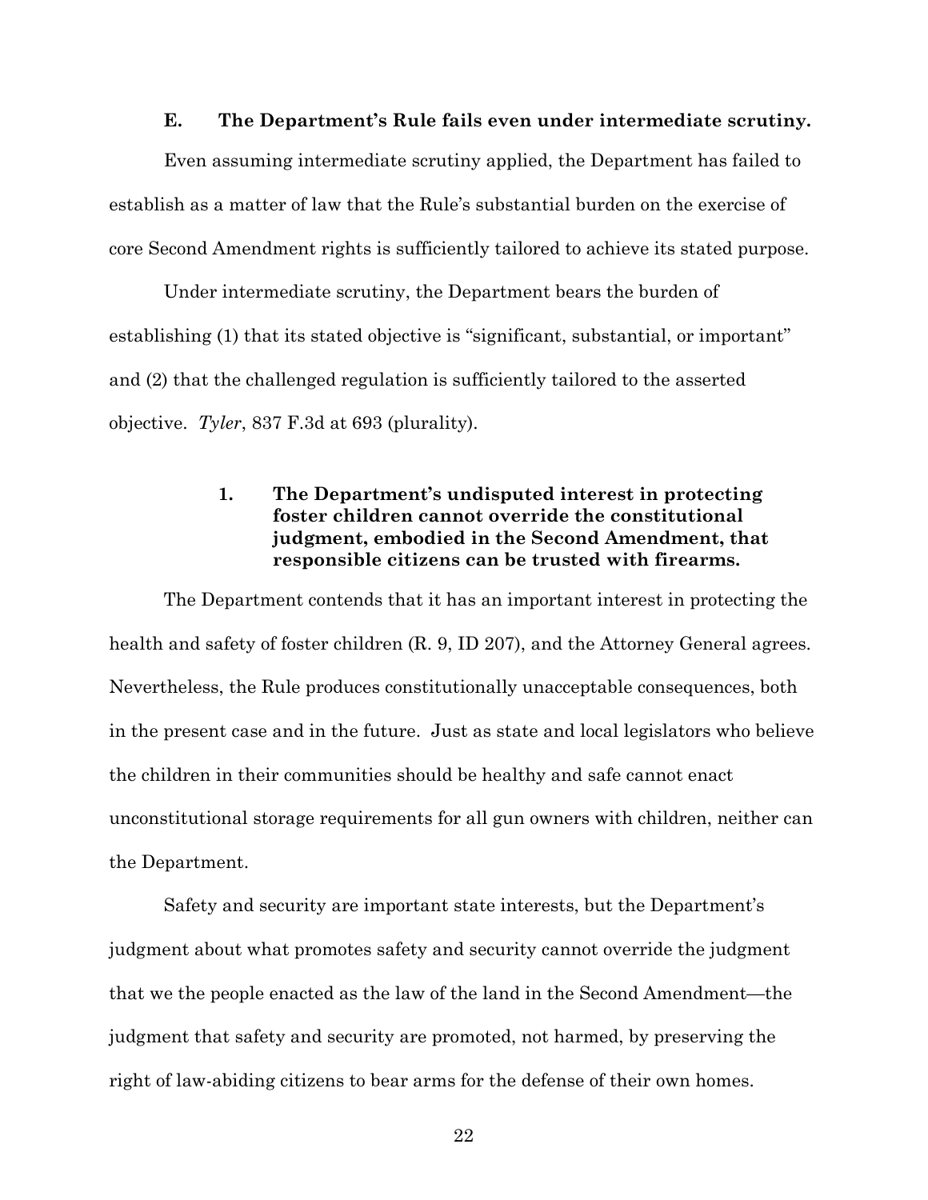### E. The Department's Rule fails even under intermediate scrutiny.

Even assuming intermediate scrutiny applied, the Department has failed to establish as a matter of law that the Rule's substantial burden on the exercise of core Second Amendment rights is sufficiently tailored to achieve its stated purpose.

Under intermediate scrutiny, the Department bears the burden of establishing (1) that its stated objective is "significant, substantial, or important" and (2) that the challenged regulation is sufficiently tailored to the asserted objective. *Tyler*, 837 F.3d at 693 (plurality).

#### 1. The Department's undisputed interest in protecting foster children cannot override the constitutional judgment, embodied in the Second Amendment, that responsible citizens can be trusted with firearms.

The Department contends that it has an important interest in protecting the health and safety of foster children (R. 9, ID 207), and the Attorney General agrees. Nevertheless, the Rule produces constitutionally unacceptable consequences, both in the present case and in the future. Just as state and local legislators who believe the children in their communities should be healthy and safe cannot enact unconstitutional storage requirements for all gun owners with children, neither can the Department.

Safety and security are important state interests, but the Department's judgment about what promotes safety and security cannot override the judgment that we the people enacted as the law of the land in the Second Amendment—the judgment that safety and security are promoted, not harmed, by preserving the right of law-abiding citizens to bear arms for the defense of their own homes.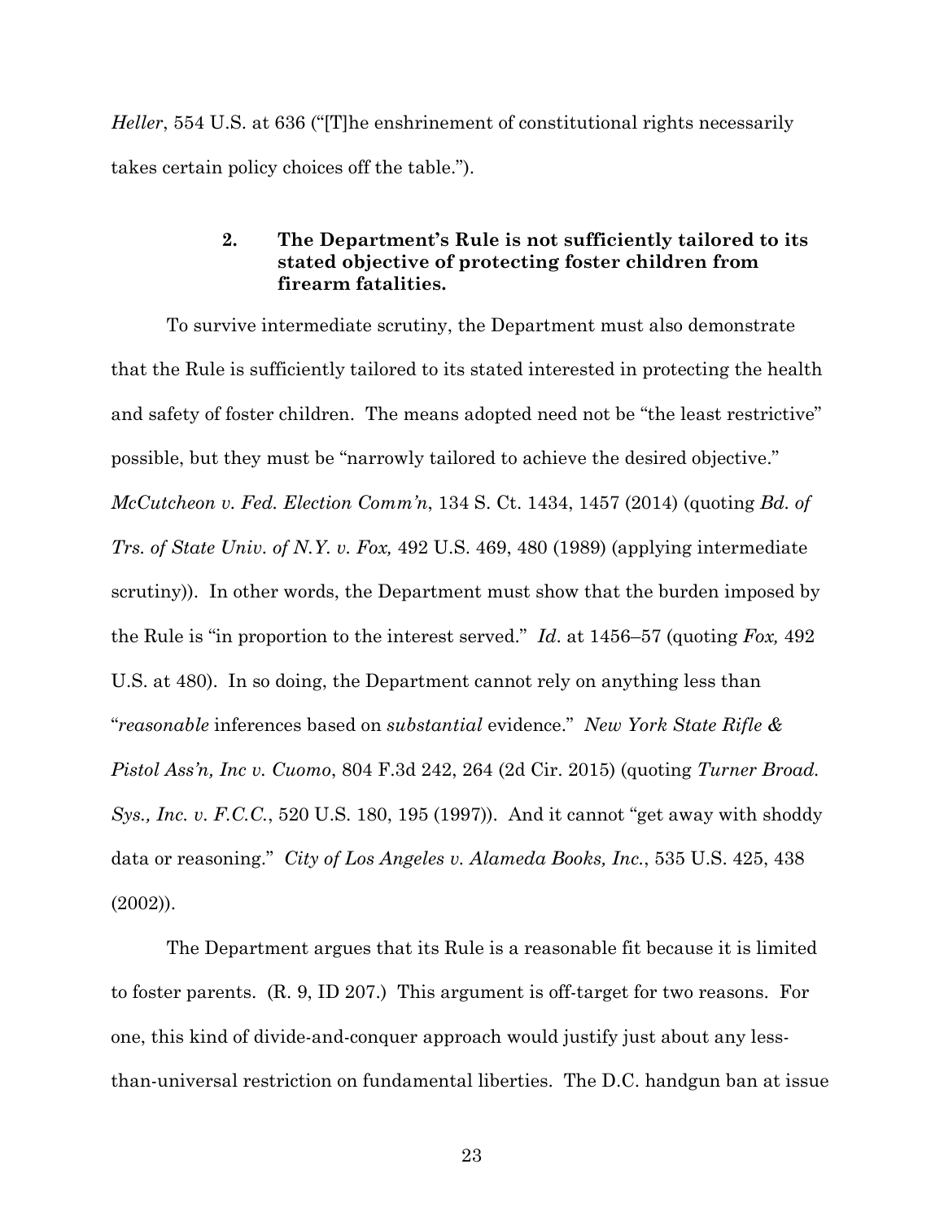*Heller*, 554 U.S. at 636 ("[T]he enshrinement of constitutional rights necessarily takes certain policy choices off the table.").

### 2. The Department's Rule is not sufficiently tailored to its stated objective of protecting foster children from firearm fatalities.

To survive intermediate scrutiny, the Department must also demonstrate that the Rule is sufficiently tailored to its stated interested in protecting the health and safety of foster children. The means adopted need not be "the least restrictive" possible, but they must be "narrowly tailored to achieve the desired objective." *McCutcheon v. Fed. Election Comm'n*, 134 S. Ct. 1434, 1457 (2014) (quoting *Bd. of Trs. of State Univ. of N.Y. v. Fox,* 492 U.S. 469, 480 (1989) (applying intermediate scrutiny)). In other words, the Department must show that the burden imposed by the Rule is "in proportion to the interest served." *Id*. at 1456–57 (quoting *Fox,* 492 U.S. at 480). In so doing, the Department cannot rely on anything less than "*reasonable* inferences based on *substantial* evidence." *New York State Rifle & Pistol Ass'n, Inc v. Cuomo*, 804 F.3d 242, 264 (2d Cir. 2015) (quoting *Turner Broad. Sys., Inc. v. F.C.C.*, 520 U.S. 180, 195 (1997)). And it cannot "get away with shoddy data or reasoning." *City of Los Angeles v. Alameda Books, Inc.*, 535 U.S. 425, 438 (2002)).

The Department argues that its Rule is a reasonable fit because it is limited to foster parents. (R. 9, ID 207.) This argument is off-target for two reasons. For one, this kind of divide-and-conquer approach would justify just about any less-than-universal restriction on fundamental liberties. The D.C. handgun ban at issue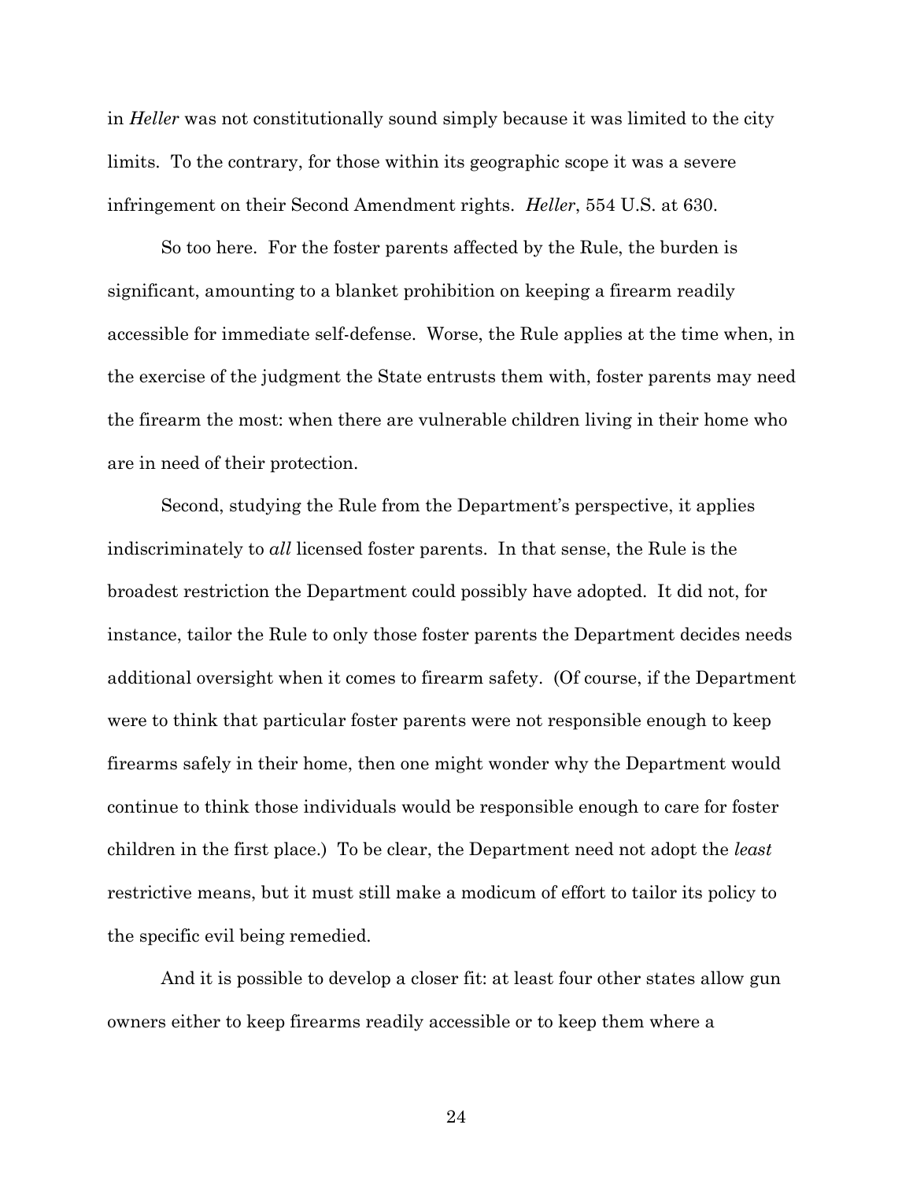in *Heller* was not constitutionally sound simply because it was limited to the city limits. To the contrary, for those within its geographic scope it was a severe infringement on their Second Amendment rights. *Heller*, 554 U.S. at 630.

So too here. For the foster parents affected by the Rule, the burden is significant, amounting to a blanket prohibition on keeping a firearm readily accessible for immediate self-defense. Worse, the Rule applies at the time when, in the exercise of the judgment the State entrusts them with, foster parents may need the firearm the most: when there are vulnerable children living in their home who are in need of their protection.

Second, studying the Rule from the Department's perspective, it applies indiscriminately to *all* licensed foster parents. In that sense, the Rule is the broadest restriction the Department could possibly have adopted. It did not, for instance, tailor the Rule to only those foster parents the Department decides needs additional oversight when it comes to firearm safety. (Of course, if the Department were to think that particular foster parents were not responsible enough to keep firearms safely in their home, then one might wonder why the Department would continue to think those individuals would be responsible enough to care for foster children in the first place.) To be clear, the Department need not adopt the *least* restrictive means, but it must still make a modicum of effort to tailor its policy to the specific evil being remedied.

And it is possible to develop a closer fit: at least four other states allow gun owners either to keep firearms readily accessible or to keep them where a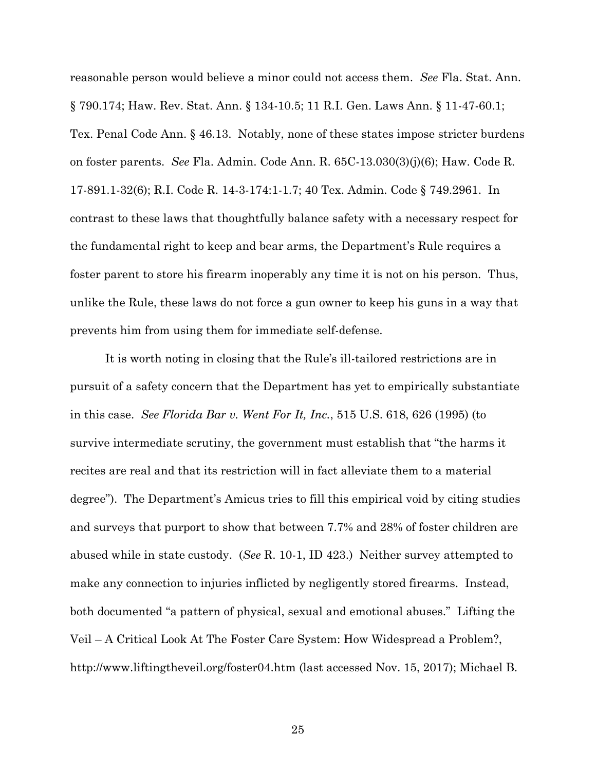reasonable person would believe a minor could not access them. *See* Fla. Stat. Ann. § 790.174; Haw. Rev. Stat. Ann. § 134-10.5; 11 R.I. Gen. Laws Ann. § 11-47-60.1; Tex. Penal Code Ann. § 46.13. Notably, none of these states impose stricter burdens on foster parents. *See* Fla. Admin. Code Ann. R. 65C-13.030(3)(j)(6); Haw. Code R. 17-891.1-32(6); R.I. Code R. 14-3-174:1-1.7; 40 Tex. Admin. Code § 749.2961. In contrast to these laws that thoughtfully balance safety with a necessary respect for the fundamental right to keep and bear arms, the Department's Rule requires a foster parent to store his firearm inoperably any time it is not on his person. Thus, unlike the Rule, these laws do not force a gun owner to keep his guns in a way that prevents him from using them for immediate self-defense.

It is worth noting in closing that the Rule's ill-tailored restrictions are in pursuit of a safety concern that the Department has yet to empirically substantiate in this case. *See Florida Bar v. Went For It, Inc.*, 515 U.S. 618, 626 (1995) (to survive intermediate scrutiny, the government must establish that "the harms it recites are real and that its restriction will in fact alleviate them to a material degree"). The Department's Amicus tries to fill this empirical void by citing studies and surveys that purport to show that between 7.7% and 28% of foster children are abused while in state custody. (*See* R. 10-1, ID 423.) Neither survey attempted to make any connection to injuries inflicted by negligently stored firearms. Instead, both documented "a pattern of physical, sexual and emotional abuses." Lifting the Veil – A Critical Look At The Foster Care System: How Widespread a Problem?, http://www.liftingtheveil.org/foster04.htm (last accessed Nov. 15, 2017); Michael B.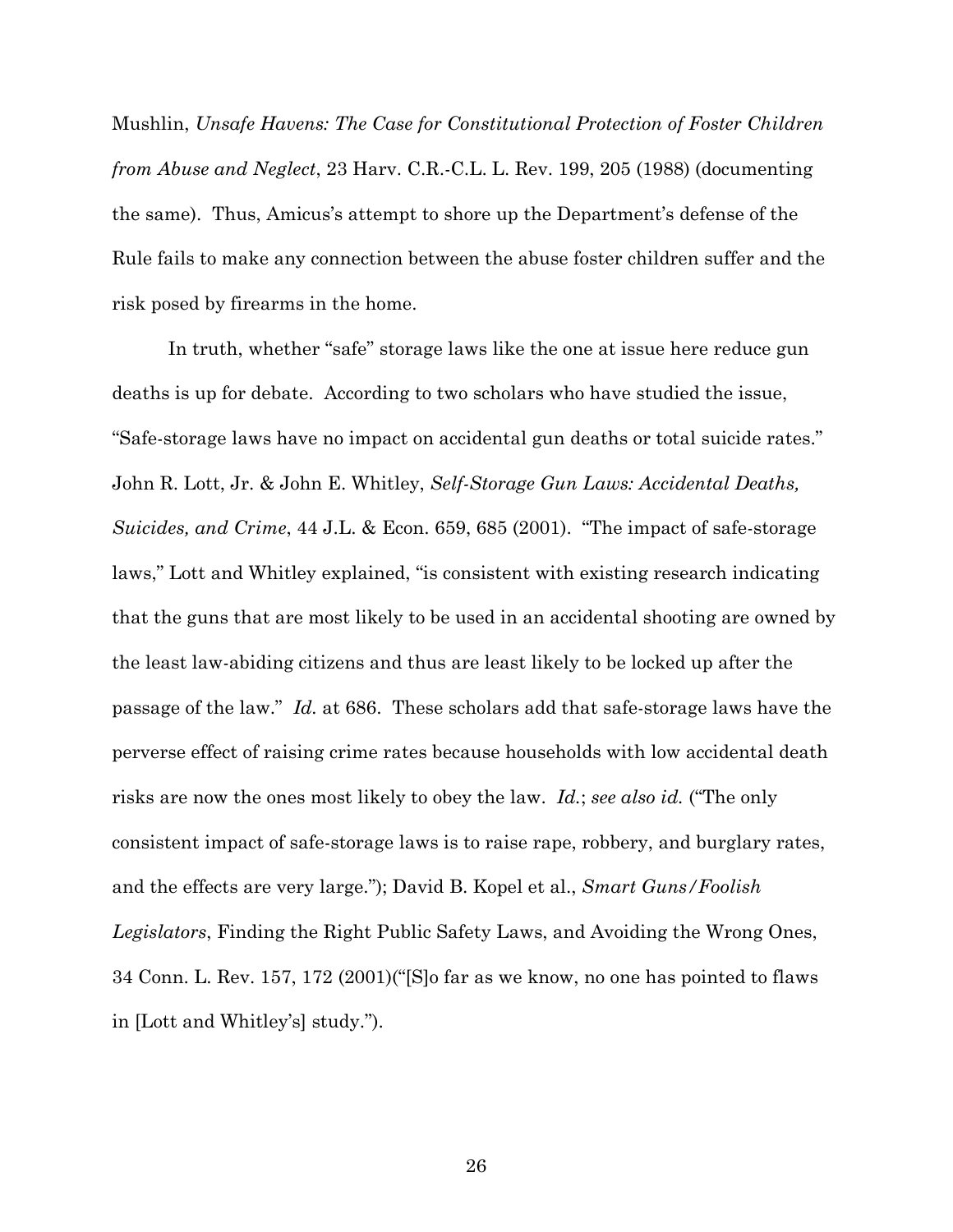Mushlin, *Unsafe Havens: The Case for Constitutional Protection of Foster Children from Abuse and Neglect*, 23 Harv. C.R.-C.L. L. Rev. 199, 205 (1988) (documenting the same). Thus, Amicus's attempt to shore up the Department's defense of the Rule fails to make any connection between the abuse foster children suffer and the risk posed by firearms in the home.

In truth, whether "safe" storage laws like the one at issue here reduce gun deaths is up for debate. According to two scholars who have studied the issue, "Safe-storage laws have no impact on accidental gun deaths or total suicide rates." John R. Lott, Jr. & John E. Whitley, *Self-Storage Gun Laws: Accidental Deaths, Suicides, and Crime*, 44 J.L. & Econ. 659, 685 (2001). "The impact of safe-storage laws," Lott and Whitley explained, "is consistent with existing research indicating that the guns that are most likely to be used in an accidental shooting are owned by the least law-abiding citizens and thus are least likely to be locked up after the passage of the law." *Id.* at 686. These scholars add that safe-storage laws have the perverse effect of raising crime rates because households with low accidental death risks are now the ones most likely to obey the law. *Id.*; *see also id.* ("The only consistent impact of safe-storage laws is to raise rape, robbery, and burglary rates, and the effects are very large."); David B. Kopel et al., *Smart Guns/Foolish Legislators*, Finding the Right Public Safety Laws, and Avoiding the Wrong Ones, 34 Conn. L. Rev. 157, 172 (2001)("[S]o far as we know, no one has pointed to flaws in [Lott and Whitley's] study.").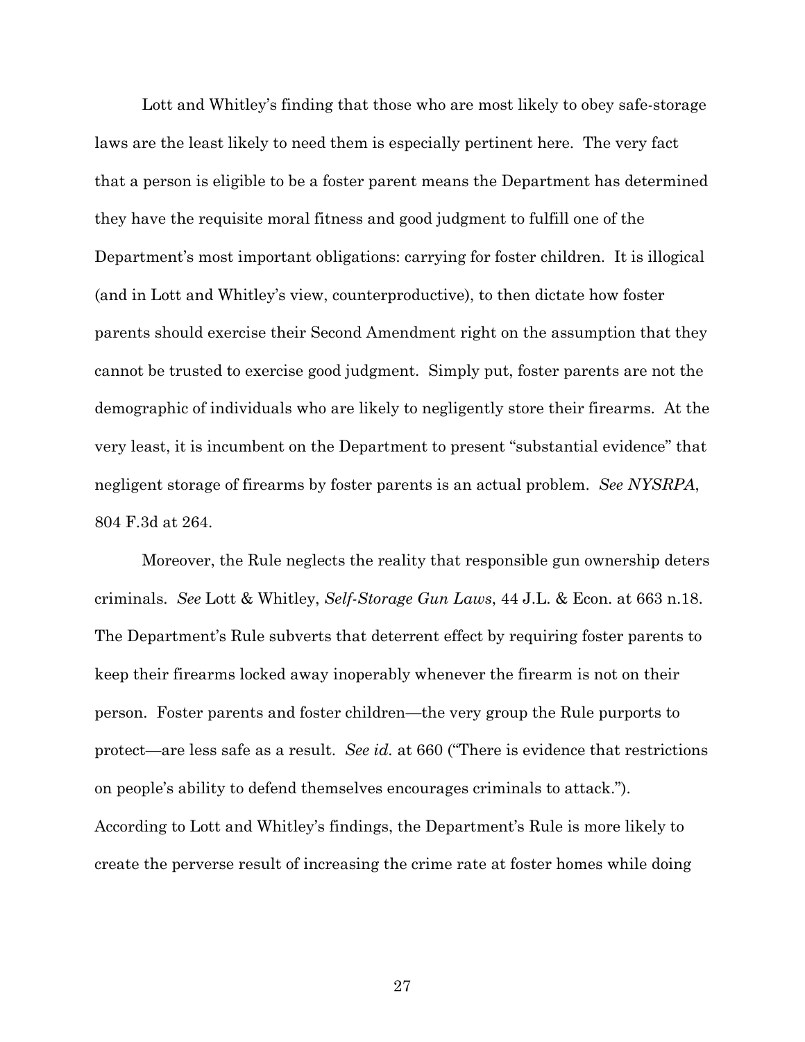Lott and Whitley's finding that those who are most likely to obey safe-storage laws are the least likely to need them is especially pertinent here. The very fact that a person is eligible to be a foster parent means the Department has determined they have the requisite moral fitness and good judgment to fulfill one of the Department's most important obligations: carrying for foster children. It is illogical (and in Lott and Whitley's view, counterproductive), to then dictate how foster parents should exercise their Second Amendment right on the assumption that they cannot be trusted to exercise good judgment. Simply put, foster parents are not the demographic of individuals who are likely to negligently store their firearms. At the very least, it is incumbent on the Department to present "substantial evidence" that negligent storage of firearms by foster parents is an actual problem. *See NYSRPA*, 804 F.3d at 264.

Moreover, the Rule neglects the reality that responsible gun ownership deters criminals. *See* Lott & Whitley, *Self-Storage Gun Laws*, 44 J.L. & Econ. at 663 n.18. The Department's Rule subverts that deterrent effect by requiring foster parents to keep their firearms locked away inoperably whenever the firearm is not on their person. Foster parents and foster children—the very group the Rule purports to protect—are less safe as a result. *See id.* at 660 ("There is evidence that restrictions on people's ability to defend themselves encourages criminals to attack."). According to Lott and Whitley's findings, the Department's Rule is more likely to create the perverse result of increasing the crime rate at foster homes while doing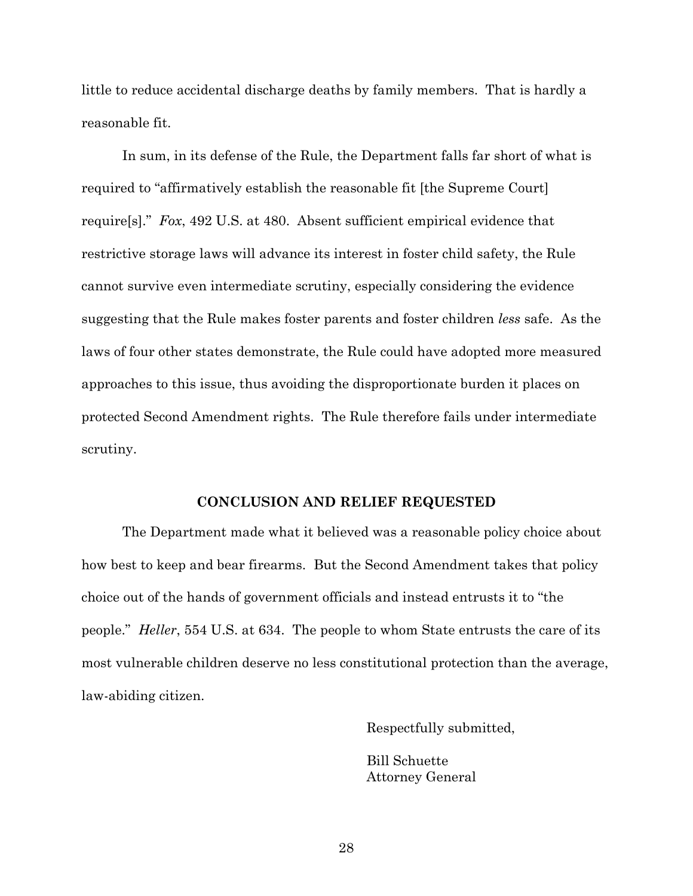little to reduce accidental discharge deaths by family members. That is hardly a reasonable fit.

In sum, in its defense of the Rule, the Department falls far short of what is required to "affirmatively establish the reasonable fit [the Supreme Court] require[s]." *Fox*, 492 U.S. at 480. Absent sufficient empirical evidence that restrictive storage laws will advance its interest in foster child safety, the Rule cannot survive even intermediate scrutiny, especially considering the evidence suggesting that the Rule makes foster parents and foster children *less* safe. As the laws of four other states demonstrate, the Rule could have adopted more measured approaches to this issue, thus avoiding the disproportionate burden it places on protected Second Amendment rights. The Rule therefore fails under intermediate scrutiny.

## CONCLUSION AND RELIEF REQUESTED

The Department made what it believed was a reasonable policy choice about how best to keep and bear firearms. But the Second Amendment takes that policy choice out of the hands of government officials and instead entrusts it to "the people." *Heller*, 554 U.S. at 634. The people to whom State entrusts the care of its most vulnerable children deserve no less constitutional protection than the average, law-abiding citizen.

Respectfully submitted,

Bill Schuette
Attorney General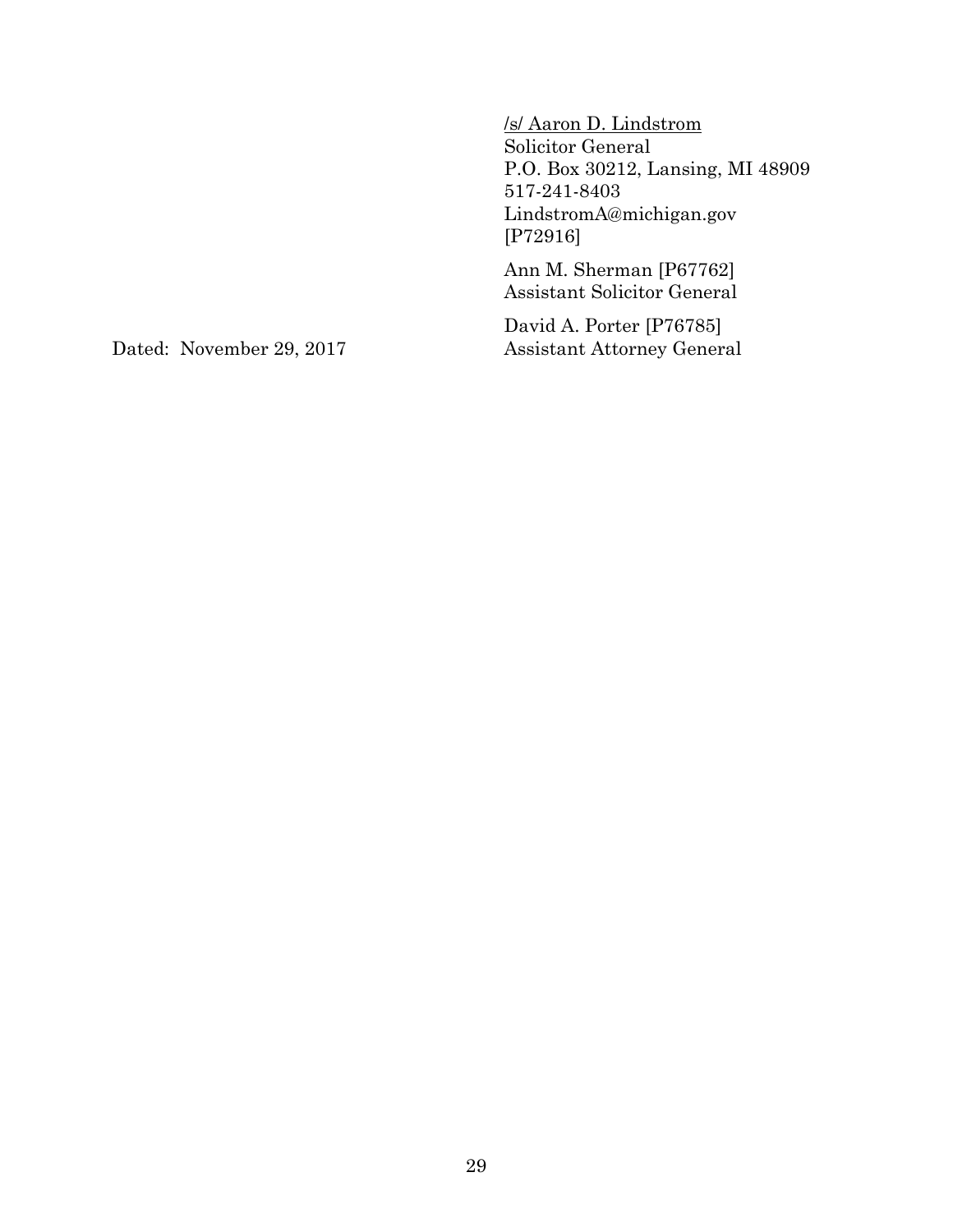/s/ Aaron D. Lindstrom
Solicitor General
P.O. Box 30212, Lansing, MI 48909
517-241-8403
LindstromA@michigan.gov
[P72916]

Ann M. Sherman [P67762]
Assistant Solicitor General

David A. Porter [P76785]
Assistant Attorney General

Dated: November 29, 2017